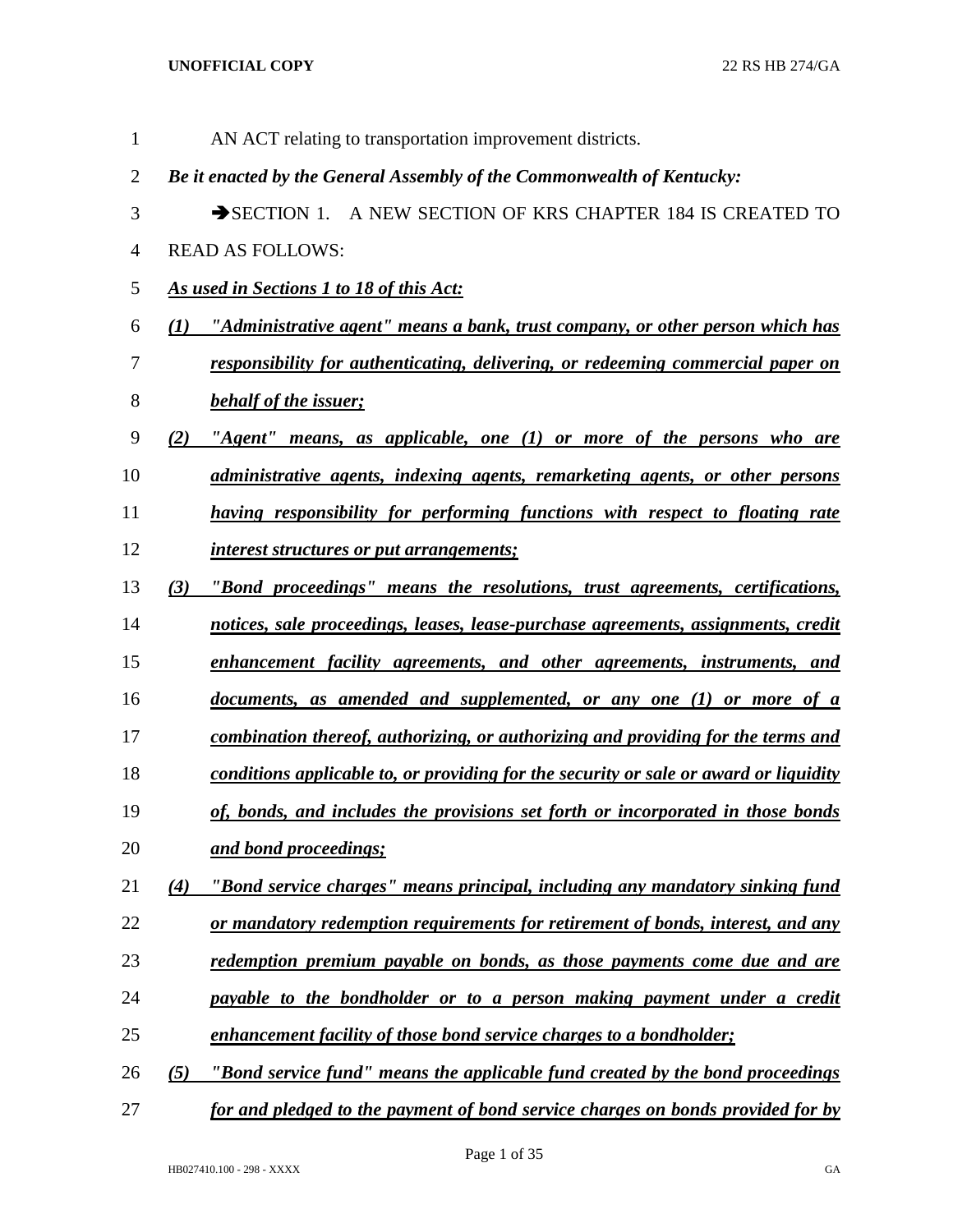AN ACT relating to transportation improvement districts.

***Be it enacted by the General Assembly of the Commonwealth of Kentucky:***

➔SECTION 1. A NEW SECTION OF KRS CHAPTER 184 IS CREATED TO READ AS FOLLOWS:

***As used in Sections 1 to 18 of this Act:***

***(1) "Administrative agent" means a bank, trust company, or other person which has responsibility for authenticating, delivering, or redeeming commercial paper on behalf of the issuer;***

***(2) "Agent" means, as applicable, one (1) or more of the persons who are administrative agents, indexing agents, remarketing agents, or other persons having responsibility for performing functions with respect to floating rate interest structures or put arrangements;***

***(3) "Bond proceedings" means the resolutions, trust agreements, certifications, notices, sale proceedings, leases, lease-purchase agreements, assignments, credit enhancement facility agreements, and other agreements, instruments, and documents, as amended and supplemented, or any one (1) or more of a combination thereof, authorizing, or authorizing and providing for the terms and conditions applicable to, or providing for the security or sale or award or liquidity of, bonds, and includes the provisions set forth or incorporated in those bonds and bond proceedings;***

***(4) "Bond service charges" means principal, including any mandatory sinking fund or mandatory redemption requirements for retirement of bonds, interest, and any redemption premium payable on bonds, as those payments come due and are payable to the bondholder or to a person making payment under a credit enhancement facility of those bond service charges to a bondholder;***

***(5) "Bond service fund" means the applicable fund created by the bond proceedings for and pledged to the payment of bond service charges on bonds provided for by***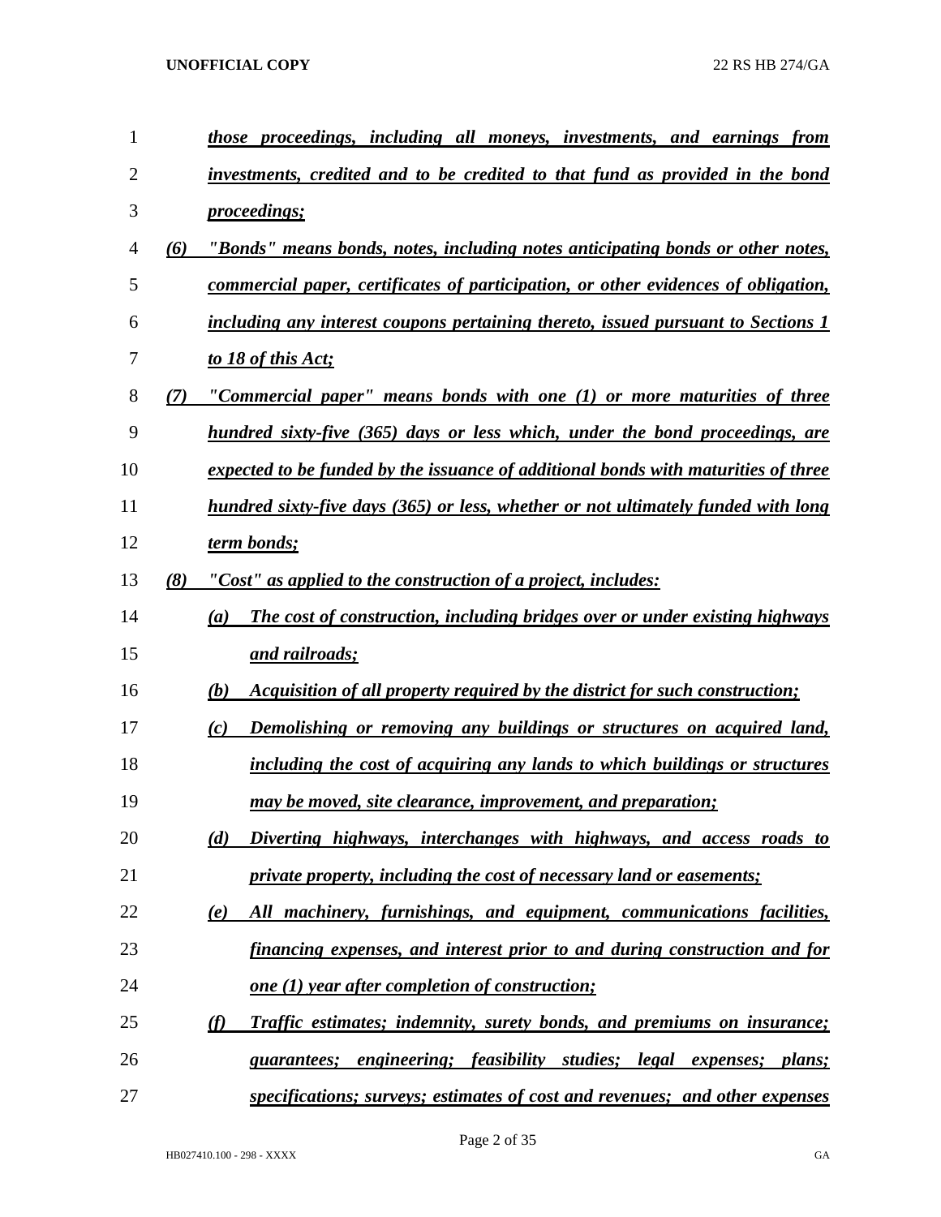*those proceedings, including all moneys, investments, and earnings from investments, credited and to be credited to that fund as provided in the bond proceedings;*

*(6) "Bonds" means bonds, notes, including notes anticipating bonds or other notes, commercial paper, certificates of participation, or other evidences of obligation, including any interest coupons pertaining thereto, issued pursuant to Sections 1 to 18 of this Act;*

*(7) "Commercial paper" means bonds with one (1) or more maturities of three hundred sixty-five (365) days or less which, under the bond proceedings, are expected to be funded by the issuance of additional bonds with maturities of three hundred sixty-five days (365) or less, whether or not ultimately funded with long term bonds;*

*(8) "Cost" as applied to the construction of a project, includes:*

*(a) The cost of construction, including bridges over or under existing highways and railroads;*

*(b) Acquisition of all property required by the district for such construction;*

*(c) Demolishing or removing any buildings or structures on acquired land, including the cost of acquiring any lands to which buildings or structures may be moved, site clearance, improvement, and preparation;*

*(d) Diverting highways, interchanges with highways, and access roads to private property, including the cost of necessary land or easements;*

*(e) All machinery, furnishings, and equipment, communications facilities, financing expenses, and interest prior to and during construction and for one (1) year after completion of construction;*

*(f) Traffic estimates; indemnity, surety bonds, and premiums on insurance; guarantees; engineering; feasibility studies; legal expenses; plans; specifications; surveys; estimates of cost and revenues; and other expenses*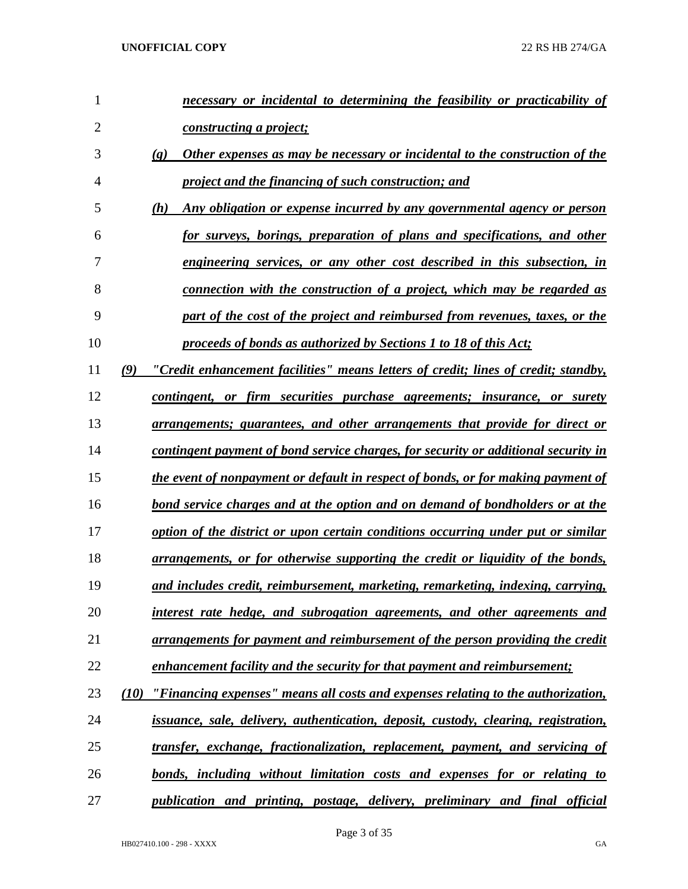*necessary or incidental to determining the feasibility or practicability of constructing a project;*

*(g) Other expenses as may be necessary or incidental to the construction of the project and the financing of such construction; and*

*(h) Any obligation or expense incurred by any governmental agency or person for surveys, borings, preparation of plans and specifications, and other engineering services, or any other cost described in this subsection, in connection with the construction of a project, which may be regarded as part of the cost of the project and reimbursed from revenues, taxes, or the proceeds of bonds as authorized by Sections 1 to 18 of this Act;*

*(9) "Credit enhancement facilities" means letters of credit; lines of credit; standby, contingent, or firm securities purchase agreements; insurance, or surety arrangements; guarantees, and other arrangements that provide for direct or contingent payment of bond service charges, for security or additional security in the event of nonpayment or default in respect of bonds, or for making payment of bond service charges and at the option and on demand of bondholders or at the option of the district or upon certain conditions occurring under put or similar arrangements, or for otherwise supporting the credit or liquidity of the bonds, and includes credit, reimbursement, marketing, remarketing, indexing, carrying, interest rate hedge, and subrogation agreements, and other agreements and arrangements for payment and reimbursement of the person providing the credit enhancement facility and the security for that payment and reimbursement;*

*(10) "Financing expenses" means all costs and expenses relating to the authorization, issuance, sale, delivery, authentication, deposit, custody, clearing, registration, transfer, exchange, fractionalization, replacement, payment, and servicing of bonds, including without limitation costs and expenses for or relating to publication and printing, postage, delivery, preliminary and final official*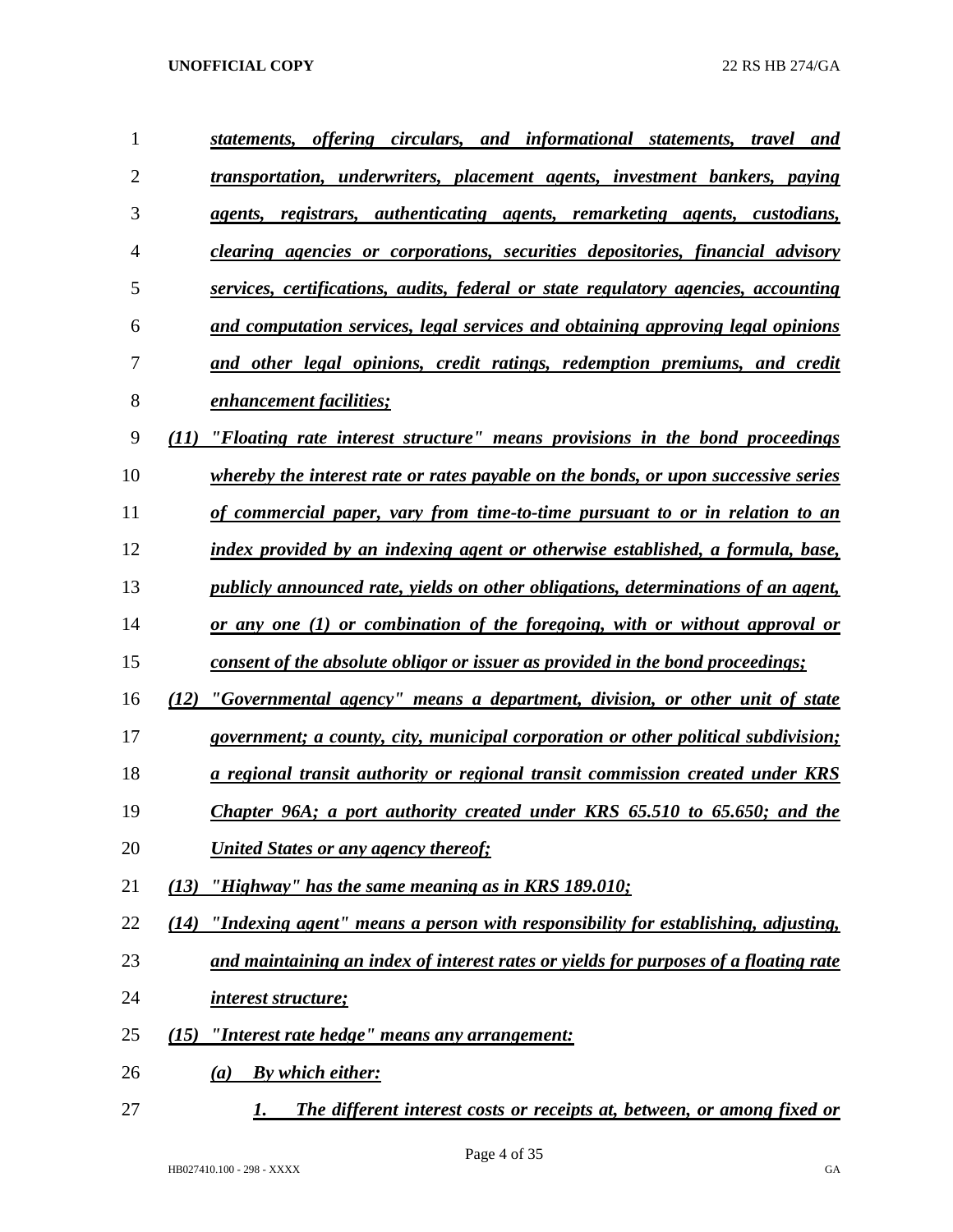*statements, offering circulars, and informational statements, travel and transportation, underwriters, placement agents, investment bankers, paying agents, registrars, authenticating agents, remarketing agents, custodians, clearing agencies or corporations, securities depositories, financial advisory services, certifications, audits, federal or state regulatory agencies, accounting and computation services, legal services and obtaining approving legal opinions and other legal opinions, credit ratings, redemption premiums, and credit enhancement facilities;*

*(11) "Floating rate interest structure" means provisions in the bond proceedings whereby the interest rate or rates payable on the bonds, or upon successive series of commercial paper, vary from time-to-time pursuant to or in relation to an index provided by an indexing agent or otherwise established, a formula, base, publicly announced rate, yields on other obligations, determinations of an agent, or any one (1) or combination of the foregoing, with or without approval or consent of the absolute obligor or issuer as provided in the bond proceedings;*

*(12) "Governmental agency" means a department, division, or other unit of state government; a county, city, municipal corporation or other political subdivision; a regional transit authority or regional transit commission created under KRS Chapter 96A; a port authority created under KRS 65.510 to 65.650; and the United States or any agency thereof;*

*(13) "Highway" has the same meaning as in KRS 189.010;*

*(14) "Indexing agent" means a person with responsibility for establishing, adjusting, and maintaining an index of interest rates or yields for purposes of a floating rate interest structure;*

*(15) "Interest rate hedge" means any arrangement:*

*(a) By which either:*

*1. The different interest costs or receipts at, between, or among fixed or*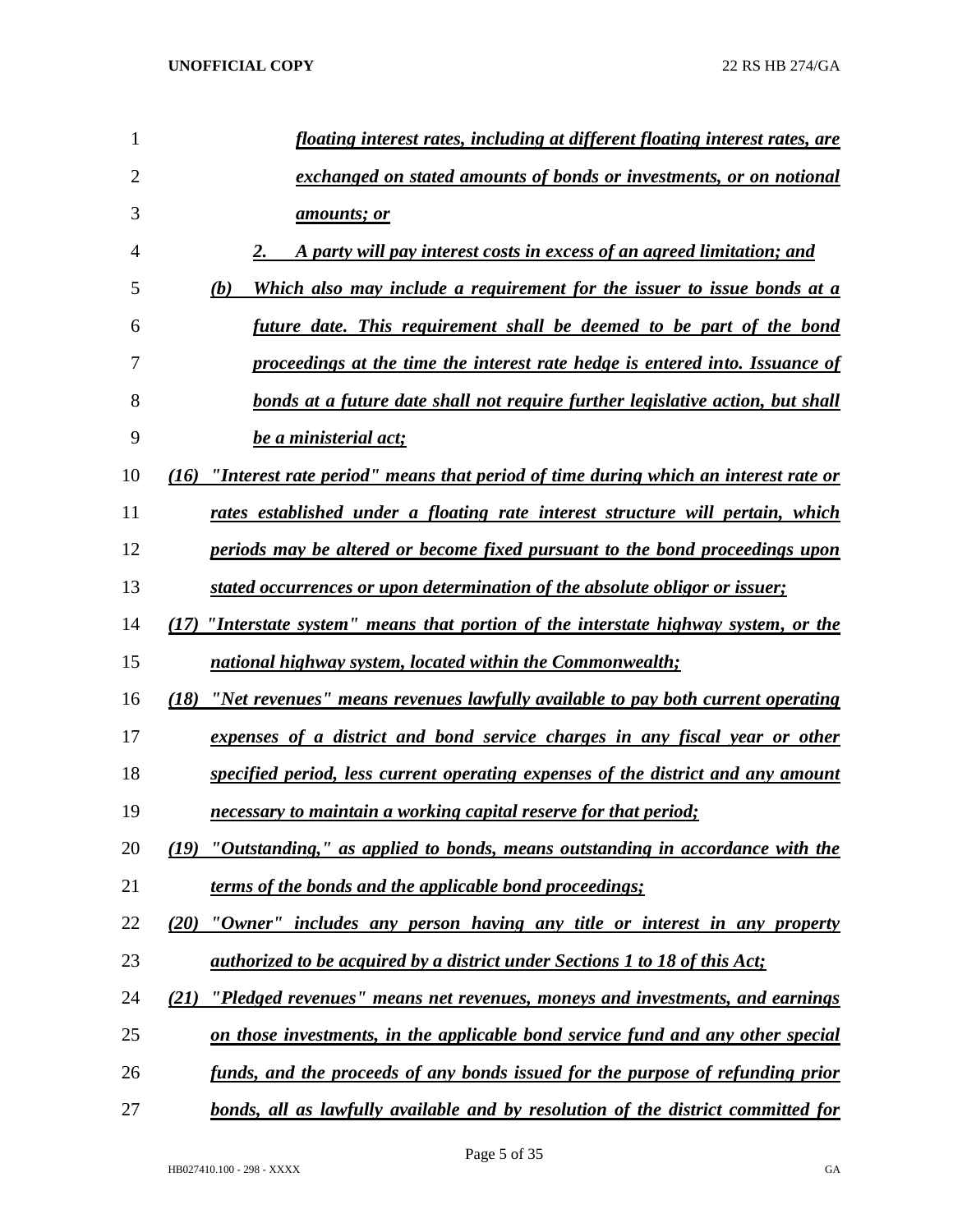*floating interest rates, including at different floating interest rates, are exchanged on stated amounts of bonds or investments, or on notional amounts; or*

*2. A party will pay interest costs in excess of an agreed limitation; and*

*(b) Which also may include a requirement for the issuer to issue bonds at a future date. This requirement shall be deemed to be part of the bond proceedings at the time the interest rate hedge is entered into. Issuance of bonds at a future date shall not require further legislative action, but shall be a ministerial act;*

*(16) "Interest rate period" means that period of time during which an interest rate or rates established under a floating rate interest structure will pertain, which periods may be altered or become fixed pursuant to the bond proceedings upon stated occurrences or upon determination of the absolute obligor or issuer;*

*(17) "Interstate system" means that portion of the interstate highway system, or the national highway system, located within the Commonwealth;*

*(18) "Net revenues" means revenues lawfully available to pay both current operating expenses of a district and bond service charges in any fiscal year or other specified period, less current operating expenses of the district and any amount necessary to maintain a working capital reserve for that period;*

*(19) "Outstanding," as applied to bonds, means outstanding in accordance with the terms of the bonds and the applicable bond proceedings;*

*(20) "Owner" includes any person having any title or interest in any property authorized to be acquired by a district under Sections 1 to 18 of this Act;*

*(21) "Pledged revenues" means net revenues, moneys and investments, and earnings on those investments, in the applicable bond service fund and any other special funds, and the proceeds of any bonds issued for the purpose of refunding prior bonds, all as lawfully available and by resolution of the district committed for*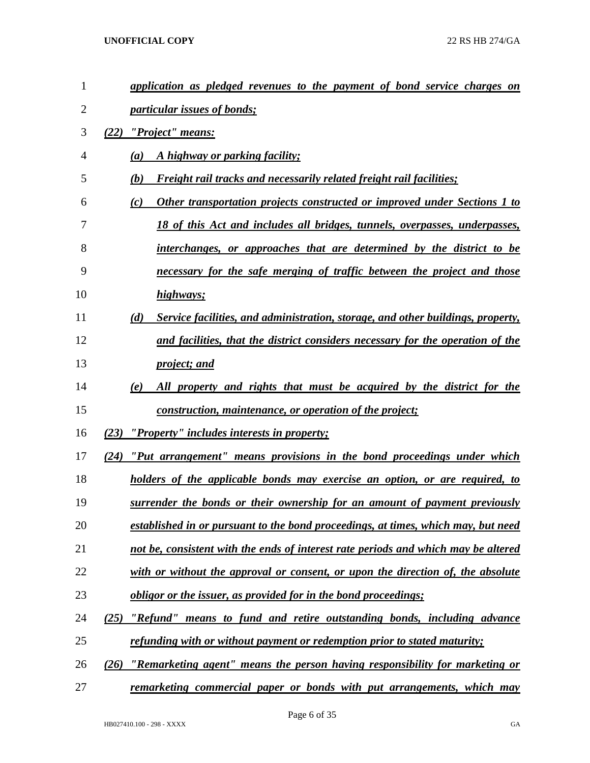*application as pledged revenues to the payment of bond service charges on particular issues of bonds;*

*(22) "Project" means:*

*(a) A highway or parking facility;*

*(b) Freight rail tracks and necessarily related freight rail facilities;*

*(c) Other transportation projects constructed or improved under Sections 1 to 18 of this Act and includes all bridges, tunnels, overpasses, underpasses, interchanges, or approaches that are determined by the district to be necessary for the safe merging of traffic between the project and those highways;*

*(d) Service facilities, and administration, storage, and other buildings, property, and facilities, that the district considers necessary for the operation of the project; and*

*(e) All property and rights that must be acquired by the district for the construction, maintenance, or operation of the project;*

*(23) "Property" includes interests in property;*

*(24) "Put arrangement" means provisions in the bond proceedings under which holders of the applicable bonds may exercise an option, or are required, to surrender the bonds or their ownership for an amount of payment previously established in or pursuant to the bond proceedings, at times, which may, but need not be, consistent with the ends of interest rate periods and which may be altered with or without the approval or consent, or upon the direction of, the absolute obligor or the issuer, as provided for in the bond proceedings;*

*(25) "Refund" means to fund and retire outstanding bonds, including advance refunding with or without payment or redemption prior to stated maturity;*

*(26) "Remarketing agent" means the person having responsibility for marketing or remarketing commercial paper or bonds with put arrangements, which may*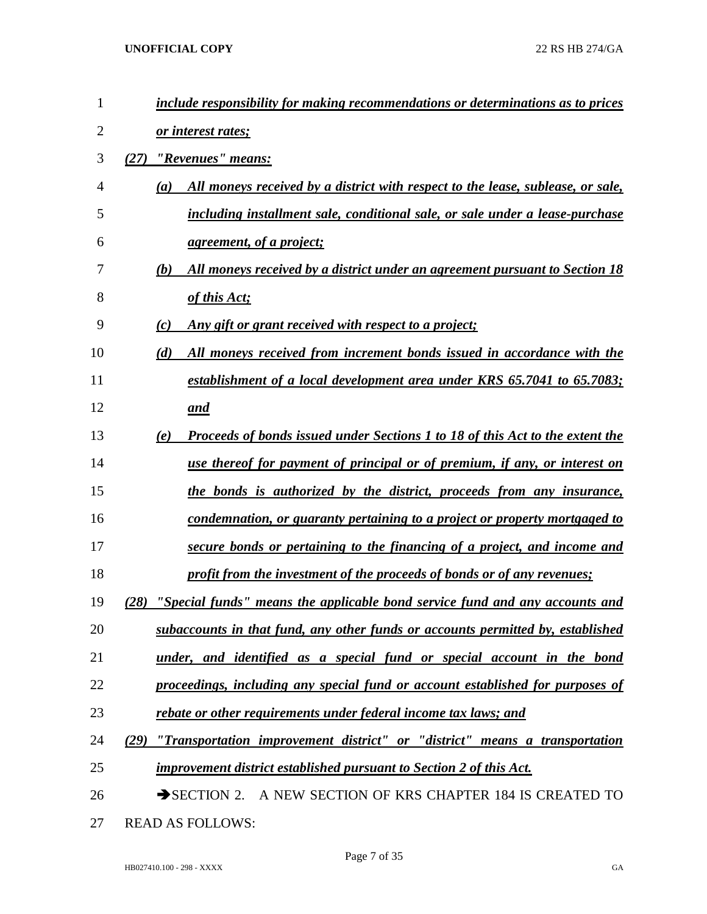*include responsibility for making recommendations or determinations as to prices or interest rates;*

*(27) "Revenues" means:*

*(a) All moneys received by a district with respect to the lease, sublease, or sale, including installment sale, conditional sale, or sale under a lease-purchase agreement, of a project;*

*(b) All moneys received by a district under an agreement pursuant to Section 18 of this Act;*

*(c) Any gift or grant received with respect to a project;*

*(d) All moneys received from increment bonds issued in accordance with the establishment of a local development area under KRS 65.7041 to 65.7083; and*

*(e) Proceeds of bonds issued under Sections 1 to 18 of this Act to the extent the use thereof for payment of principal or of premium, if any, or interest on the bonds is authorized by the district, proceeds from any insurance, condemnation, or guaranty pertaining to a project or property mortgaged to secure bonds or pertaining to the financing of a project, and income and profit from the investment of the proceeds of bonds or of any revenues;*

*(28) "Special funds" means the applicable bond service fund and any accounts and subaccounts in that fund, any other funds or accounts permitted by, established under, and identified as a special fund or special account in the bond proceedings, including any special fund or account established for purposes of rebate or other requirements under federal income tax laws; and*

*(29) "Transportation improvement district" or "district" means a transportation improvement district established pursuant to Section 2 of this Act.*

➔SECTION 2. A NEW SECTION OF KRS CHAPTER 184 IS CREATED TO READ AS FOLLOWS: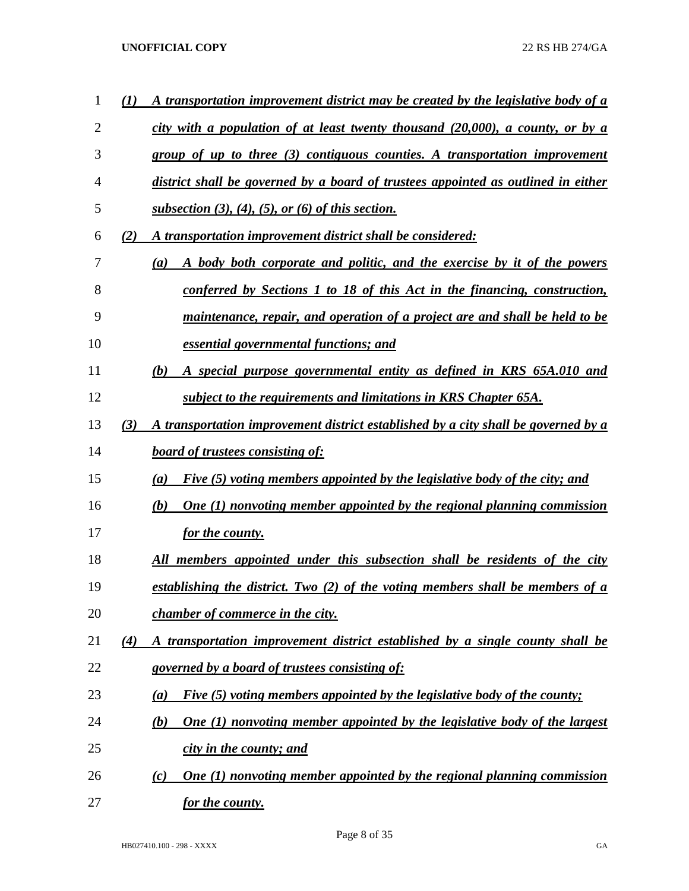*(1) A transportation improvement district may be created by the legislative body of a city with a population of at least twenty thousand (20,000), a county, or by a group of up to three (3) contiguous counties. A transportation improvement district shall be governed by a board of trustees appointed as outlined in either subsection (3), (4), (5), or (6) of this section.*

*(2) A transportation improvement district shall be considered:*

*(a) A body both corporate and politic, and the exercise by it of the powers conferred by Sections 1 to 18 of this Act in the financing, construction, maintenance, repair, and operation of a project are and shall be held to be essential governmental functions; and*

*(b) A special purpose governmental entity as defined in KRS 65A.010 and subject to the requirements and limitations in KRS Chapter 65A.*

*(3) A transportation improvement district established by a city shall be governed by a board of trustees consisting of:*

*(a) Five (5) voting members appointed by the legislative body of the city; and*

*(b) One (1) nonvoting member appointed by the regional planning commission for the county.*

*All members appointed under this subsection shall be residents of the city establishing the district. Two (2) of the voting members shall be members of a chamber of commerce in the city.*

*(4) A transportation improvement district established by a single county shall be governed by a board of trustees consisting of:*

*(a) Five (5) voting members appointed by the legislative body of the county;*

*(b) One (1) nonvoting member appointed by the legislative body of the largest city in the county; and*

*(c) One (1) nonvoting member appointed by the regional planning commission for the county.*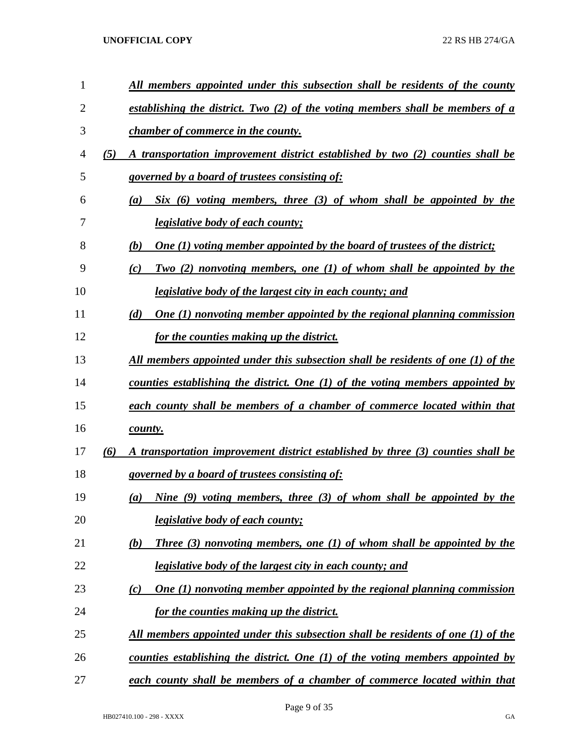*All members appointed under this subsection shall be residents of the county establishing the district. Two (2) of the voting members shall be members of a chamber of commerce in the county.*

*(5) A transportation improvement district established by two (2) counties shall be governed by a board of trustees consisting of:*

*(a) Six (6) voting members, three (3) of whom shall be appointed by the legislative body of each county;*

*(b) One (1) voting member appointed by the board of trustees of the district;*

*(c) Two (2) nonvoting members, one (1) of whom shall be appointed by the legislative body of the largest city in each county; and*

*(d) One (1) nonvoting member appointed by the regional planning commission for the counties making up the district.*

*All members appointed under this subsection shall be residents of one (1) of the counties establishing the district. One (1) of the voting members appointed by each county shall be members of a chamber of commerce located within that county.*

*(6) A transportation improvement district established by three (3) counties shall be governed by a board of trustees consisting of:*

*(a) Nine (9) voting members, three (3) of whom shall be appointed by the legislative body of each county;*

*(b) Three (3) nonvoting members, one (1) of whom shall be appointed by the legislative body of the largest city in each county; and*

*(c) One (1) nonvoting member appointed by the regional planning commission for the counties making up the district.*

*All members appointed under this subsection shall be residents of one (1) of the counties establishing the district. One (1) of the voting members appointed by each county shall be members of a chamber of commerce located within that*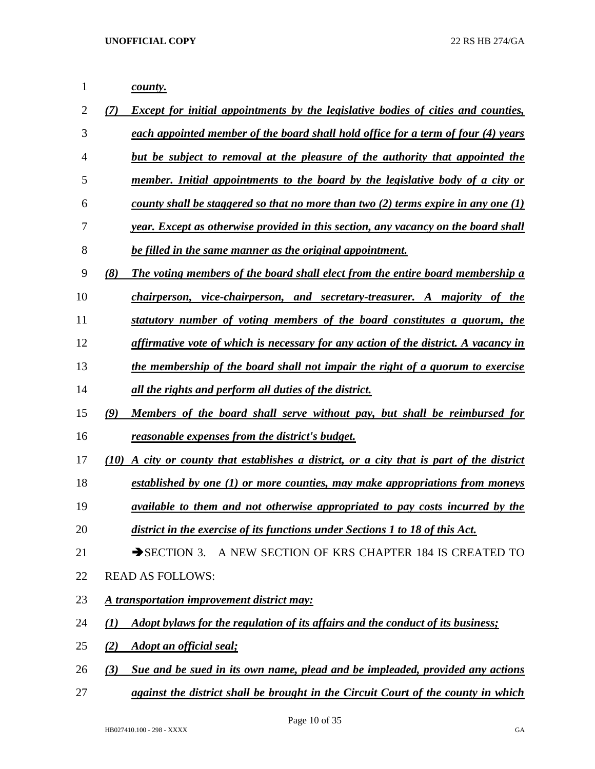*county.*

*(7) Except for initial appointments by the legislative bodies of cities and counties, each appointed member of the board shall hold office for a term of four (4) years but be subject to removal at the pleasure of the authority that appointed the member. Initial appointments to the board by the legislative body of a city or county shall be staggered so that no more than two (2) terms expire in any one (1) year. Except as otherwise provided in this section, any vacancy on the board shall be filled in the same manner as the original appointment.*

*(8) The voting members of the board shall elect from the entire board membership a chairperson, vice-chairperson, and secretary-treasurer. A majority of the statutory number of voting members of the board constitutes a quorum, the affirmative vote of which is necessary for any action of the district. A vacancy in the membership of the board shall not impair the right of a quorum to exercise all the rights and perform all duties of the district.*

*(9) Members of the board shall serve without pay, but shall be reimbursed for reasonable expenses from the district's budget.*

*(10) A city or county that establishes a district, or a city that is part of the district established by one (1) or more counties, may make appropriations from moneys available to them and not otherwise appropriated to pay costs incurred by the district in the exercise of its functions under Sections 1 to 18 of this Act.*

➔SECTION 3. A NEW SECTION OF KRS CHAPTER 184 IS CREATED TO READ AS FOLLOWS:

*A transportation improvement district may:*

*(1) Adopt bylaws for the regulation of its affairs and the conduct of its business;*

*(2) Adopt an official seal;*

*(3) Sue and be sued in its own name, plead and be impleaded, provided any actions against the district shall be brought in the Circuit Court of the county in which*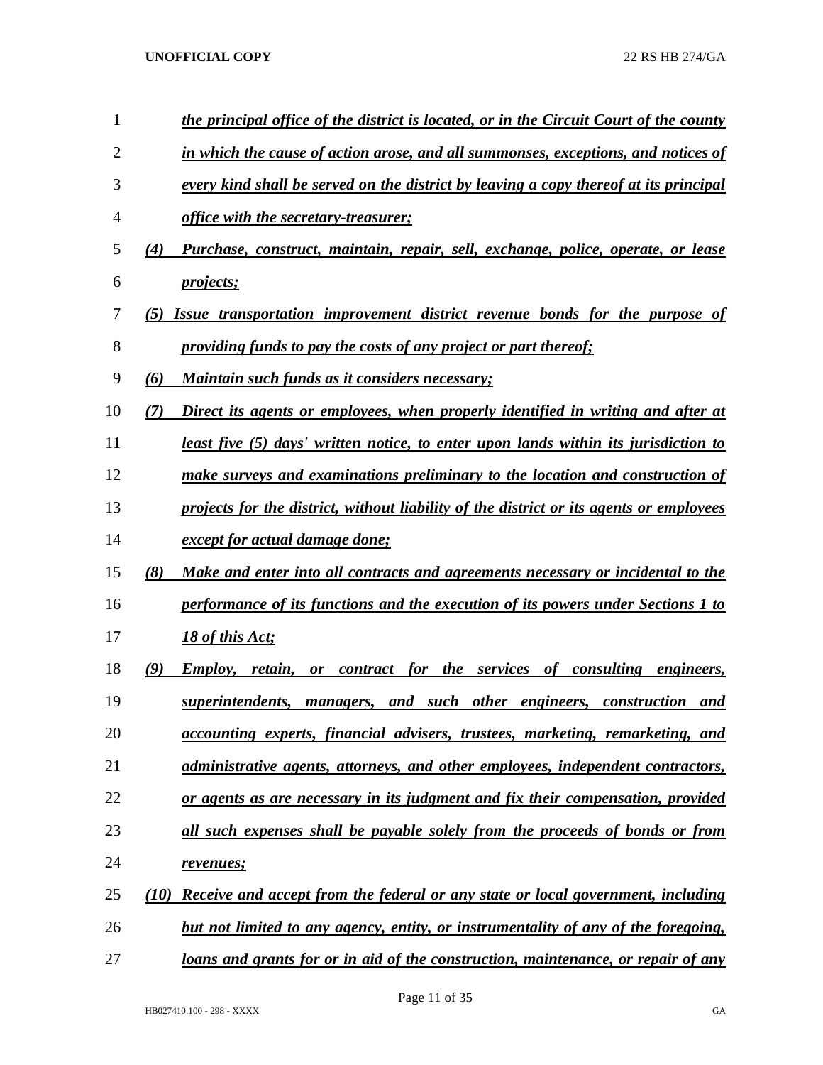*the principal office of the district is located, or in the Circuit Court of the county in which the cause of action arose, and all summonses, exceptions, and notices of every kind shall be served on the district by leaving a copy thereof at its principal office with the secretary-treasurer;*

*(4) Purchase, construct, maintain, repair, sell, exchange, police, operate, or lease projects;*

*(5) Issue transportation improvement district revenue bonds for the purpose of providing funds to pay the costs of any project or part thereof;*

*(6) Maintain such funds as it considers necessary;*

*(7) Direct its agents or employees, when properly identified in writing and after at least five (5) days' written notice, to enter upon lands within its jurisdiction to make surveys and examinations preliminary to the location and construction of projects for the district, without liability of the district or its agents or employees except for actual damage done;*

*(8) Make and enter into all contracts and agreements necessary or incidental to the performance of its functions and the execution of its powers under Sections 1 to 18 of this Act;*

*(9) Employ, retain, or contract for the services of consulting engineers, superintendents, managers, and such other engineers, construction and accounting experts, financial advisers, trustees, marketing, remarketing, and administrative agents, attorneys, and other employees, independent contractors, or agents as are necessary in its judgment and fix their compensation, provided all such expenses shall be payable solely from the proceeds of bonds or from revenues;*

*(10) Receive and accept from the federal or any state or local government, including but not limited to any agency, entity, or instrumentality of any of the foregoing, loans and grants for or in aid of the construction, maintenance, or repair of any*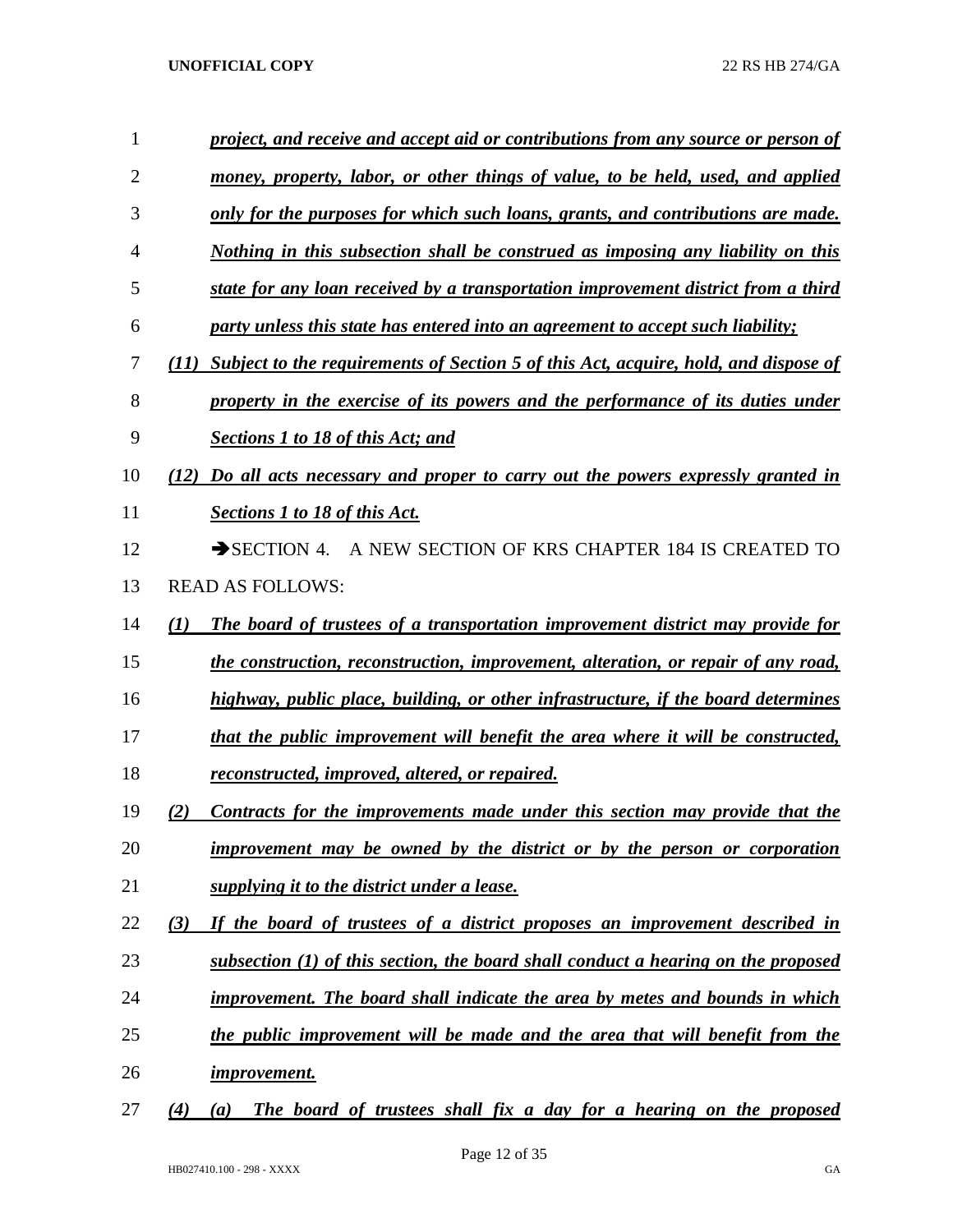*project, and receive and accept aid or contributions from any source or person of money, property, labor, or other things of value, to be held, used, and applied only for the purposes for which such loans, grants, and contributions are made. Nothing in this subsection shall be construed as imposing any liability on this state for any loan received by a transportation improvement district from a third party unless this state has entered into an agreement to accept such liability;*

*(11) Subject to the requirements of Section 5 of this Act, acquire, hold, and dispose of property in the exercise of its powers and the performance of its duties under Sections 1 to 18 of this Act; and*

*(12) Do all acts necessary and proper to carry out the powers expressly granted in Sections 1 to 18 of this Act.*

➔SECTION 4. A NEW SECTION OF KRS CHAPTER 184 IS CREATED TO READ AS FOLLOWS:

*(1) The board of trustees of a transportation improvement district may provide for the construction, reconstruction, improvement, alteration, or repair of any road, highway, public place, building, or other infrastructure, if the board determines that the public improvement will benefit the area where it will be constructed, reconstructed, improved, altered, or repaired.*

*(2) Contracts for the improvements made under this section may provide that the improvement may be owned by the district or by the person or corporation supplying it to the district under a lease.*

*(3) If the board of trustees of a district proposes an improvement described in subsection (1) of this section, the board shall conduct a hearing on the proposed improvement. The board shall indicate the area by metes and bounds in which the public improvement will be made and the area that will benefit from the improvement.*

*(4) (a) The board of trustees shall fix a day for a hearing on the proposed*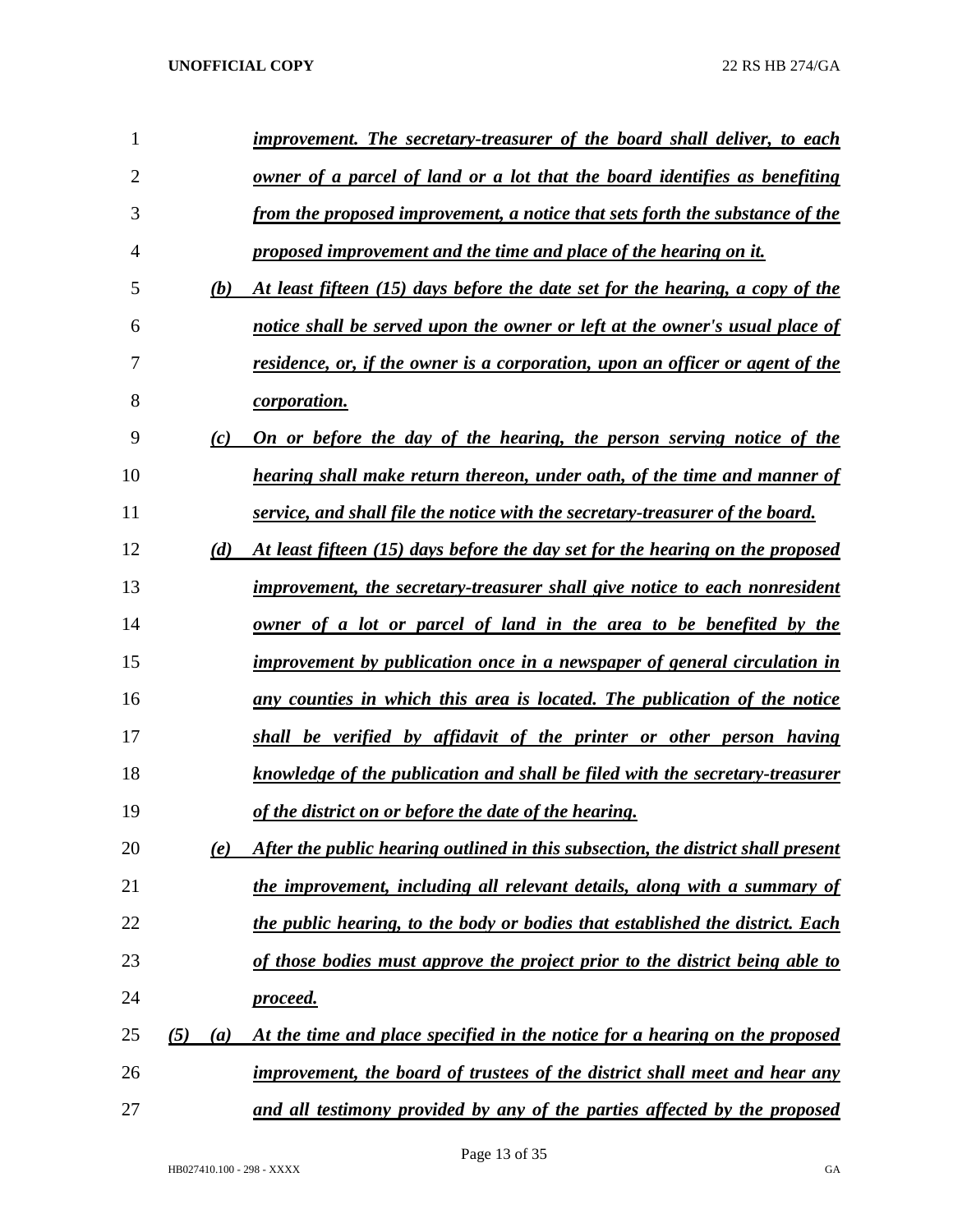***improvement. The secretary-treasurer of the board shall deliver, to each owner of a parcel of land or a lot that the board identifies as benefiting from the proposed improvement, a notice that sets forth the substance of the proposed improvement and the time and place of the hearing on it.***

***(b) At least fifteen (15) days before the date set for the hearing, a copy of the notice shall be served upon the owner or left at the owner's usual place of residence, or, if the owner is a corporation, upon an officer or agent of the corporation.***

***(c) On or before the day of the hearing, the person serving notice of the hearing shall make return thereon, under oath, of the time and manner of service, and shall file the notice with the secretary-treasurer of the board.***

***(d) At least fifteen (15) days before the day set for the hearing on the proposed improvement, the secretary-treasurer shall give notice to each nonresident owner of a lot or parcel of land in the area to be benefited by the improvement by publication once in a newspaper of general circulation in any counties in which this area is located. The publication of the notice shall be verified by affidavit of the printer or other person having knowledge of the publication and shall be filed with the secretary-treasurer of the district on or before the date of the hearing.***

***(e) After the public hearing outlined in this subsection, the district shall present the improvement, including all relevant details, along with a summary of the public hearing, to the body or bodies that established the district. Each of those bodies must approve the project prior to the district being able to proceed.***

***(5) (a) At the time and place specified in the notice for a hearing on the proposed improvement, the board of trustees of the district shall meet and hear any and all testimony provided by any of the parties affected by the proposed***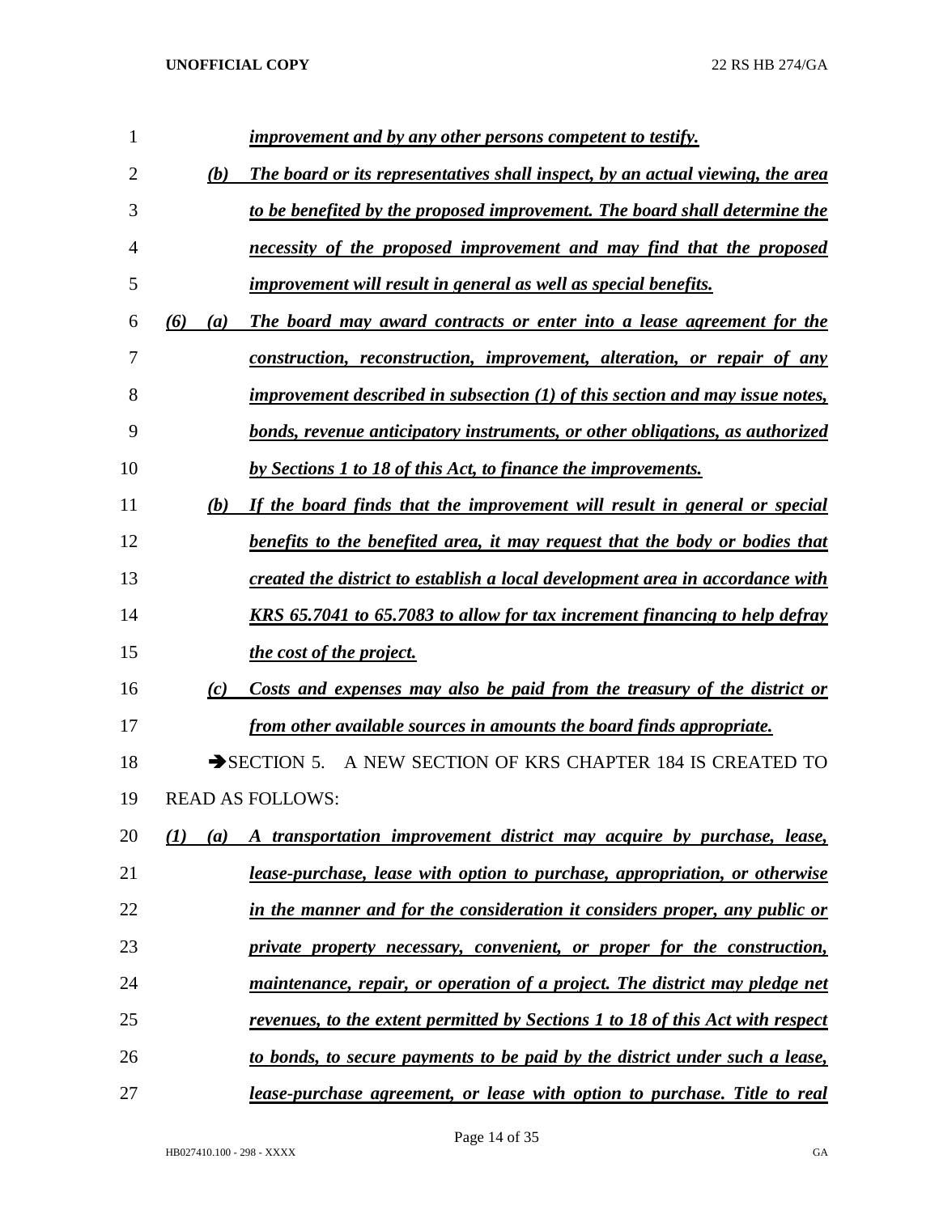*improvement and by any other persons competent to testify.*

(b) *The board or its representatives shall inspect, by an actual viewing, the area to be benefited by the proposed improvement. The board shall determine the necessity of the proposed improvement and may find that the proposed improvement will result in general as well as special benefits.*

*(6) (a) The board may award contracts or enter into a lease agreement for the construction, reconstruction, improvement, alteration, or repair of any improvement described in subsection (1) of this section and may issue notes, bonds, revenue anticipatory instruments, or other obligations, as authorized by Sections 1 to 18 of this Act, to finance the improvements.*

*(b) If the board finds that the improvement will result in general or special benefits to the benefited area, it may request that the body or bodies that created the district to establish a local development area in accordance with KRS 65.7041 to 65.7083 to allow for tax increment financing to help defray the cost of the project.*

*(c) Costs and expenses may also be paid from the treasury of the district or from other available sources in amounts the board finds appropriate.*

➔SECTION 5. A NEW SECTION OF KRS CHAPTER 184 IS CREATED TO READ AS FOLLOWS:

*(1) (a) A transportation improvement district may acquire by purchase, lease, lease-purchase, lease with option to purchase, appropriation, or otherwise in the manner and for the consideration it considers proper, any public or private property necessary, convenient, or proper for the construction, maintenance, repair, or operation of a project. The district may pledge net revenues, to the extent permitted by Sections 1 to 18 of this Act with respect to bonds, to secure payments to be paid by the district under such a lease, lease-purchase agreement, or lease with option to purchase. Title to real*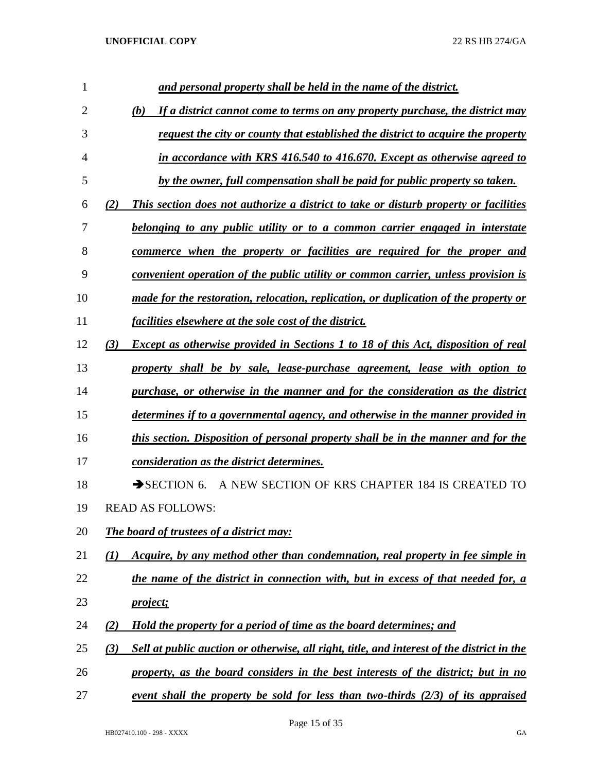*and personal property shall be held in the name of the district.*

*(b) If a district cannot come to terms on any property purchase, the district may request the city or county that established the district to acquire the property in accordance with KRS 416.540 to 416.670. Except as otherwise agreed to by the owner, full compensation shall be paid for public property so taken.*

*(2) This section does not authorize a district to take or disturb property or facilities belonging to any public utility or to a common carrier engaged in interstate commerce when the property or facilities are required for the proper and convenient operation of the public utility or common carrier, unless provision is made for the restoration, relocation, replication, or duplication of the property or facilities elsewhere at the sole cost of the district.*

*(3) Except as otherwise provided in Sections 1 to 18 of this Act, disposition of real property shall be by sale, lease-purchase agreement, lease with option to purchase, or otherwise in the manner and for the consideration as the district determines if to a governmental agency, and otherwise in the manner provided in this section. Disposition of personal property shall be in the manner and for the consideration as the district determines.*

➔SECTION 6. A NEW SECTION OF KRS CHAPTER 184 IS CREATED TO READ AS FOLLOWS:

*The board of trustees of a district may:*

*(1) Acquire, by any method other than condemnation, real property in fee simple in the name of the district in connection with, but in excess of that needed for, a project;*

*(2) Hold the property for a period of time as the board determines; and*

*(3) Sell at public auction or otherwise, all right, title, and interest of the district in the property, as the board considers in the best interests of the district; but in no event shall the property be sold for less than two-thirds (2/3) of its appraised*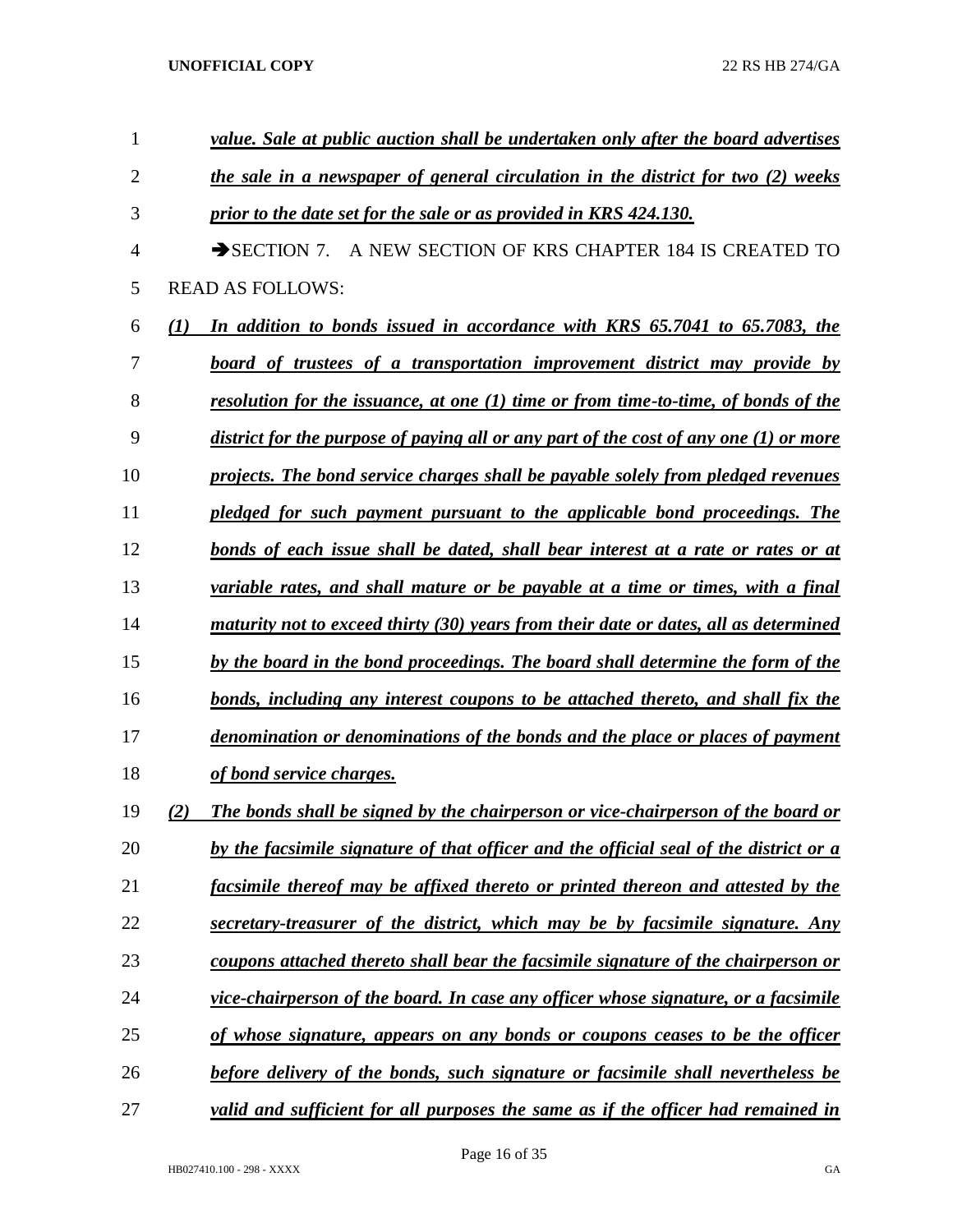*value. Sale at public auction shall be undertaken only after the board advertises the sale in a newspaper of general circulation in the district for two (2) weeks prior to the date set for the sale or as provided in KRS 424.130.*

➔SECTION 7. A NEW SECTION OF KRS CHAPTER 184 IS CREATED TO READ AS FOLLOWS:

*(1) In addition to bonds issued in accordance with KRS 65.7041 to 65.7083, the board of trustees of a transportation improvement district may provide by resolution for the issuance, at one (1) time or from time-to-time, of bonds of the district for the purpose of paying all or any part of the cost of any one (1) or more projects. The bond service charges shall be payable solely from pledged revenues pledged for such payment pursuant to the applicable bond proceedings. The bonds of each issue shall be dated, shall bear interest at a rate or rates or at variable rates, and shall mature or be payable at a time or times, with a final maturity not to exceed thirty (30) years from their date or dates, all as determined by the board in the bond proceedings. The board shall determine the form of the bonds, including any interest coupons to be attached thereto, and shall fix the denomination or denominations of the bonds and the place or places of payment of bond service charges.*

*(2) The bonds shall be signed by the chairperson or vice-chairperson of the board or by the facsimile signature of that officer and the official seal of the district or a facsimile thereof may be affixed thereto or printed thereon and attested by the secretary-treasurer of the district, which may be by facsimile signature. Any coupons attached thereto shall bear the facsimile signature of the chairperson or vice-chairperson of the board. In case any officer whose signature, or a facsimile of whose signature, appears on any bonds or coupons ceases to be the officer before delivery of the bonds, such signature or facsimile shall nevertheless be valid and sufficient for all purposes the same as if the officer had remained in*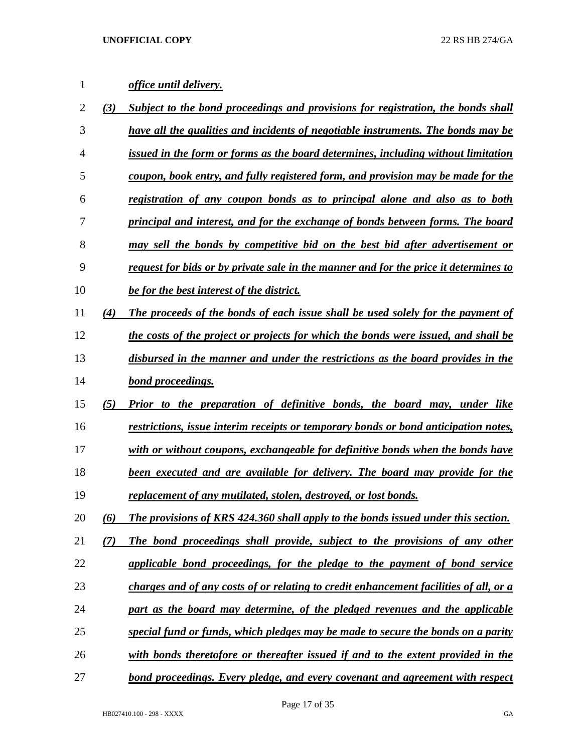*office until delivery.*

*(3) Subject to the bond proceedings and provisions for registration, the bonds shall have all the qualities and incidents of negotiable instruments. The bonds may be issued in the form or forms as the board determines, including without limitation coupon, book entry, and fully registered form, and provision may be made for the registration of any coupon bonds as to principal alone and also as to both principal and interest, and for the exchange of bonds between forms. The board may sell the bonds by competitive bid on the best bid after advertisement or request for bids or by private sale in the manner and for the price it determines to be for the best interest of the district.*

*(4) The proceeds of the bonds of each issue shall be used solely for the payment of the costs of the project or projects for which the bonds were issued, and shall be disbursed in the manner and under the restrictions as the board provides in the bond proceedings.*

*(5) Prior to the preparation of definitive bonds, the board may, under like restrictions, issue interim receipts or temporary bonds or bond anticipation notes, with or without coupons, exchangeable for definitive bonds when the bonds have been executed and are available for delivery. The board may provide for the replacement of any mutilated, stolen, destroyed, or lost bonds.*

*(6) The provisions of KRS 424.360 shall apply to the bonds issued under this section.*

*(7) The bond proceedings shall provide, subject to the provisions of any other applicable bond proceedings, for the pledge to the payment of bond service charges and of any costs of or relating to credit enhancement facilities of all, or a part as the board may determine, of the pledged revenues and the applicable special fund or funds, which pledges may be made to secure the bonds on a parity with bonds theretofore or thereafter issued if and to the extent provided in the bond proceedings. Every pledge, and every covenant and agreement with respect*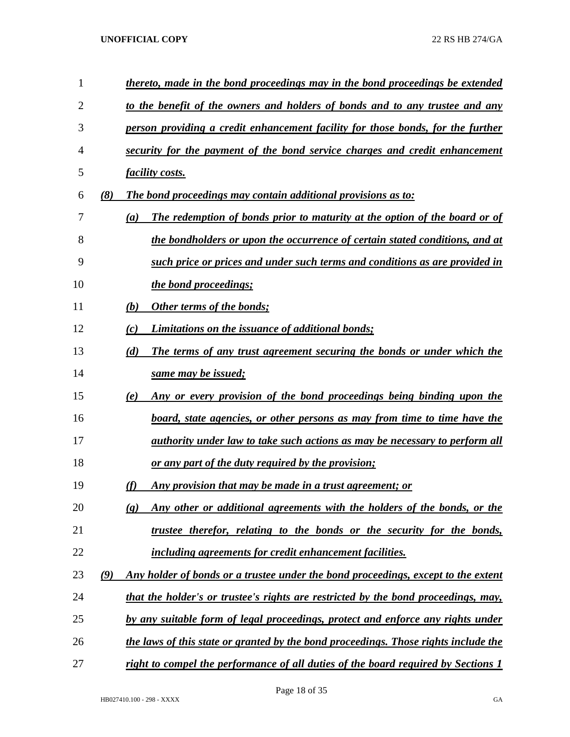*thereto, made in the bond proceedings may in the bond proceedings be extended to the benefit of the owners and holders of bonds and to any trustee and any person providing a credit enhancement facility for those bonds, for the further security for the payment of the bond service charges and credit enhancement facility costs.*

*(8) The bond proceedings may contain additional provisions as to:*

*(a) The redemption of bonds prior to maturity at the option of the board or of the bondholders or upon the occurrence of certain stated conditions, and at such price or prices and under such terms and conditions as are provided in the bond proceedings;*

*(b) Other terms of the bonds;*

*(c) Limitations on the issuance of additional bonds;*

*(d) The terms of any trust agreement securing the bonds or under which the same may be issued;*

*(e) Any or every provision of the bond proceedings being binding upon the board, state agencies, or other persons as may from time to time have the authority under law to take such actions as may be necessary to perform all or any part of the duty required by the provision;*

*(f) Any provision that may be made in a trust agreement; or*

*(g) Any other or additional agreements with the holders of the bonds, or the trustee therefor, relating to the bonds or the security for the bonds, including agreements for credit enhancement facilities.*

*(9) Any holder of bonds or a trustee under the bond proceedings, except to the extent that the holder's or trustee's rights are restricted by the bond proceedings, may, by any suitable form of legal proceedings, protect and enforce any rights under the laws of this state or granted by the bond proceedings. Those rights include the right to compel the performance of all duties of the board required by Sections 1*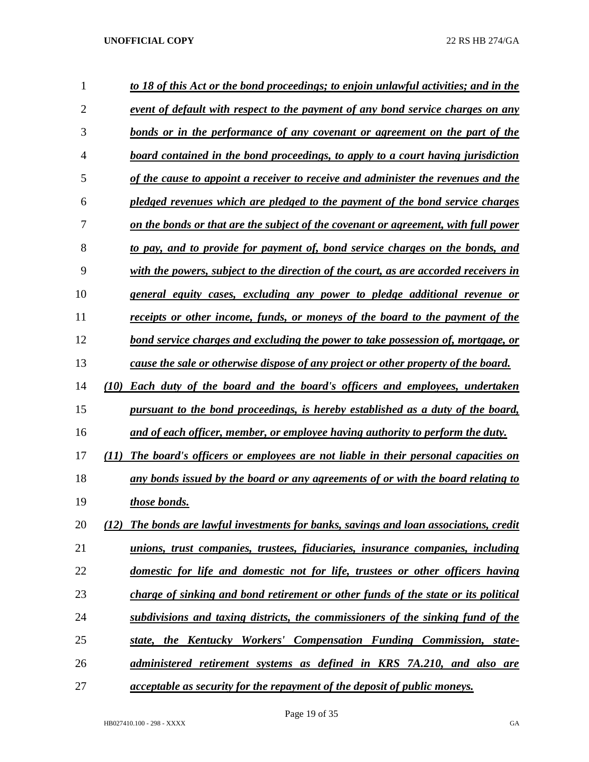*to 18 of this Act or the bond proceedings; to enjoin unlawful activities; and in the event of default with respect to the payment of any bond service charges on any bonds or in the performance of any covenant or agreement on the part of the board contained in the bond proceedings, to apply to a court having jurisdiction of the cause to appoint a receiver to receive and administer the revenues and the pledged revenues which are pledged to the payment of the bond service charges on the bonds or that are the subject of the covenant or agreement, with full power to pay, and to provide for payment of, bond service charges on the bonds, and with the powers, subject to the direction of the court, as are accorded receivers in general equity cases, excluding any power to pledge additional revenue or receipts or other income, funds, or moneys of the board to the payment of the bond service charges and excluding the power to take possession of, mortgage, or cause the sale or otherwise dispose of any project or other property of the board.*

*(10) Each duty of the board and the board's officers and employees, undertaken pursuant to the bond proceedings, is hereby established as a duty of the board, and of each officer, member, or employee having authority to perform the duty.*

*(11) The board's officers or employees are not liable in their personal capacities on any bonds issued by the board or any agreements of or with the board relating to those bonds.*

*(12) The bonds are lawful investments for banks, savings and loan associations, credit unions, trust companies, trustees, fiduciaries, insurance companies, including domestic for life and domestic not for life, trustees or other officers having charge of sinking and bond retirement or other funds of the state or its political subdivisions and taxing districts, the commissioners of the sinking fund of the state, the Kentucky Workers' Compensation Funding Commission, state-administered retirement systems as defined in KRS 7A.210, and also are acceptable as security for the repayment of the deposit of public moneys.*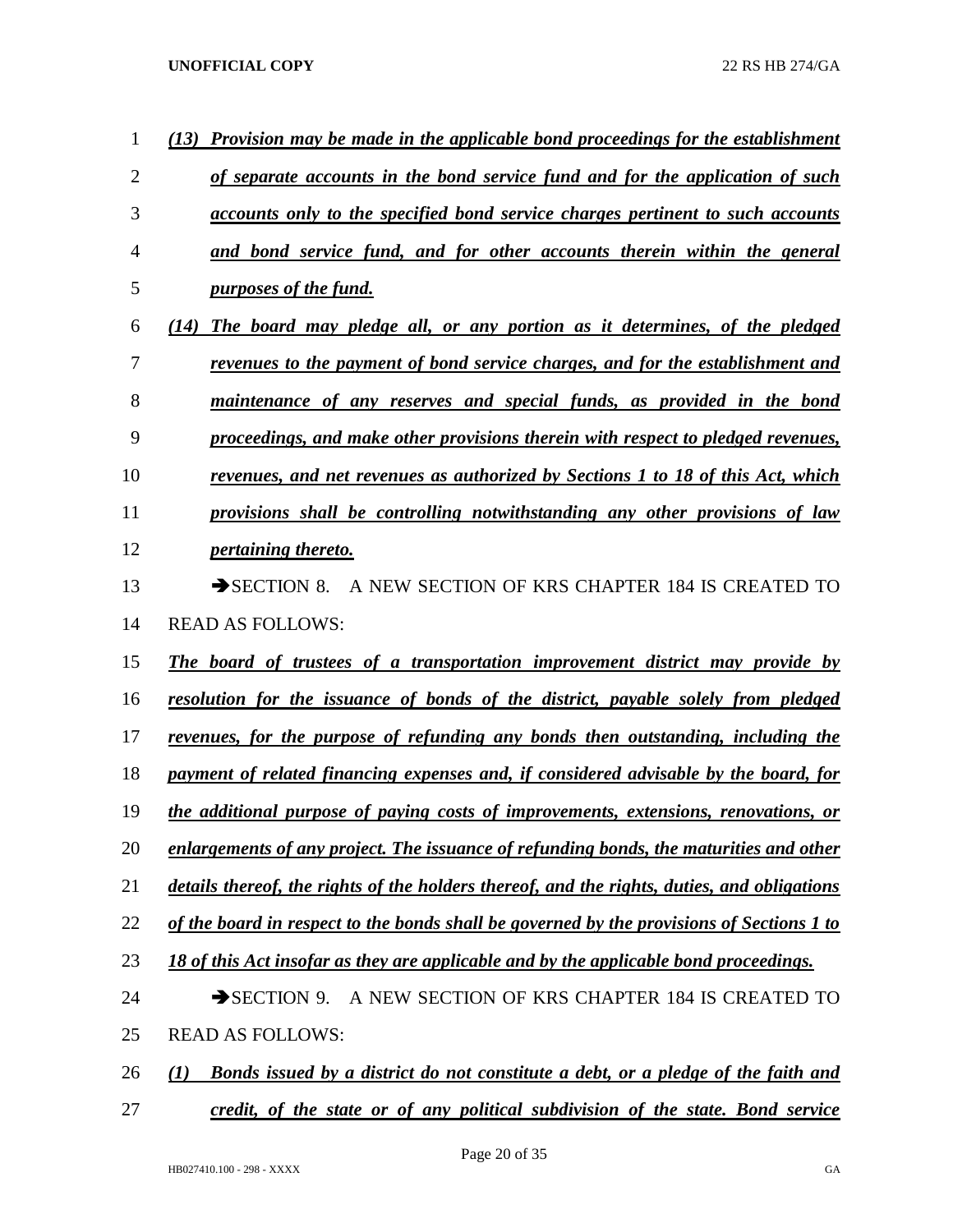*(13) Provision may be made in the applicable bond proceedings for the establishment of separate accounts in the bond service fund and for the application of such accounts only to the specified bond service charges pertinent to such accounts and bond service fund, and for other accounts therein within the general purposes of the fund.*

*(14) The board may pledge all, or any portion as it determines, of the pledged revenues to the payment of bond service charges, and for the establishment and maintenance of any reserves and special funds, as provided in the bond proceedings, and make other provisions therein with respect to pledged revenues, revenues, and net revenues as authorized by Sections 1 to 18 of this Act, which provisions shall be controlling notwithstanding any other provisions of law pertaining thereto.*

➔SECTION 8. A NEW SECTION OF KRS CHAPTER 184 IS CREATED TO READ AS FOLLOWS:

*The board of trustees of a transportation improvement district may provide by resolution for the issuance of bonds of the district, payable solely from pledged revenues, for the purpose of refunding any bonds then outstanding, including the payment of related financing expenses and, if considered advisable by the board, for the additional purpose of paying costs of improvements, extensions, renovations, or enlargements of any project. The issuance of refunding bonds, the maturities and other details thereof, the rights of the holders thereof, and the rights, duties, and obligations of the board in respect to the bonds shall be governed by the provisions of Sections 1 to 18 of this Act insofar as they are applicable and by the applicable bond proceedings.*

➔SECTION 9. A NEW SECTION OF KRS CHAPTER 184 IS CREATED TO READ AS FOLLOWS:

*(1) Bonds issued by a district do not constitute a debt, or a pledge of the faith and credit, of the state or of any political subdivision of the state. Bond service*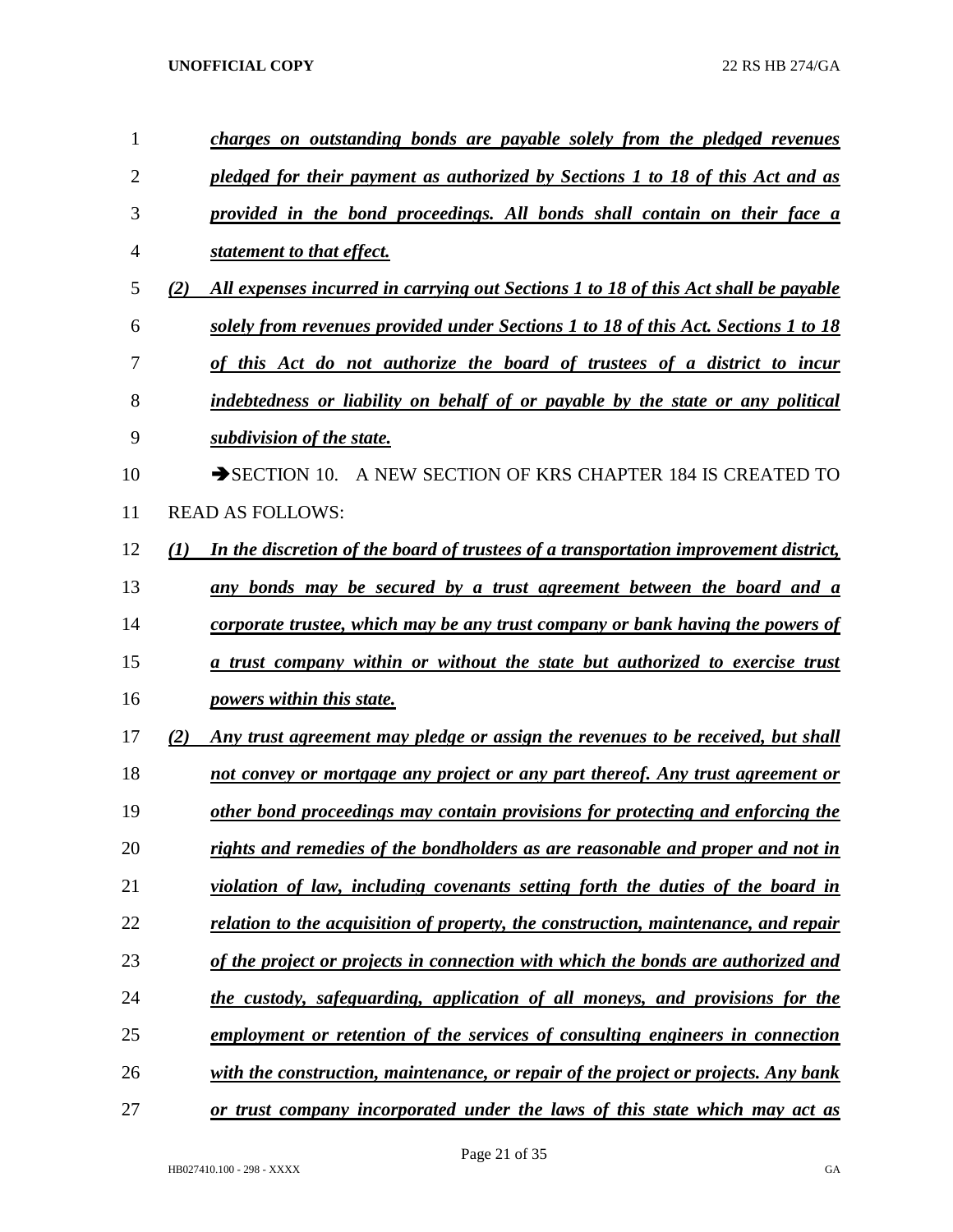*charges on outstanding bonds are payable solely from the pledged revenues pledged for their payment as authorized by Sections 1 to 18 of this Act and as provided in the bond proceedings. All bonds shall contain on their face a statement to that effect.*

*(2) All expenses incurred in carrying out Sections 1 to 18 of this Act shall be payable solely from revenues provided under Sections 1 to 18 of this Act. Sections 1 to 18 of this Act do not authorize the board of trustees of a district to incur indebtedness or liability on behalf of or payable by the state or any political subdivision of the state.*

➔SECTION 10. A NEW SECTION OF KRS CHAPTER 184 IS CREATED TO READ AS FOLLOWS:

*(1) In the discretion of the board of trustees of a transportation improvement district, any bonds may be secured by a trust agreement between the board and a corporate trustee, which may be any trust company or bank having the powers of a trust company within or without the state but authorized to exercise trust powers within this state.*

*(2) Any trust agreement may pledge or assign the revenues to be received, but shall not convey or mortgage any project or any part thereof. Any trust agreement or other bond proceedings may contain provisions for protecting and enforcing the rights and remedies of the bondholders as are reasonable and proper and not in violation of law, including covenants setting forth the duties of the board in relation to the acquisition of property, the construction, maintenance, and repair of the project or projects in connection with which the bonds are authorized and the custody, safeguarding, application of all moneys, and provisions for the employment or retention of the services of consulting engineers in connection with the construction, maintenance, or repair of the project or projects. Any bank or trust company incorporated under the laws of this state which may act as*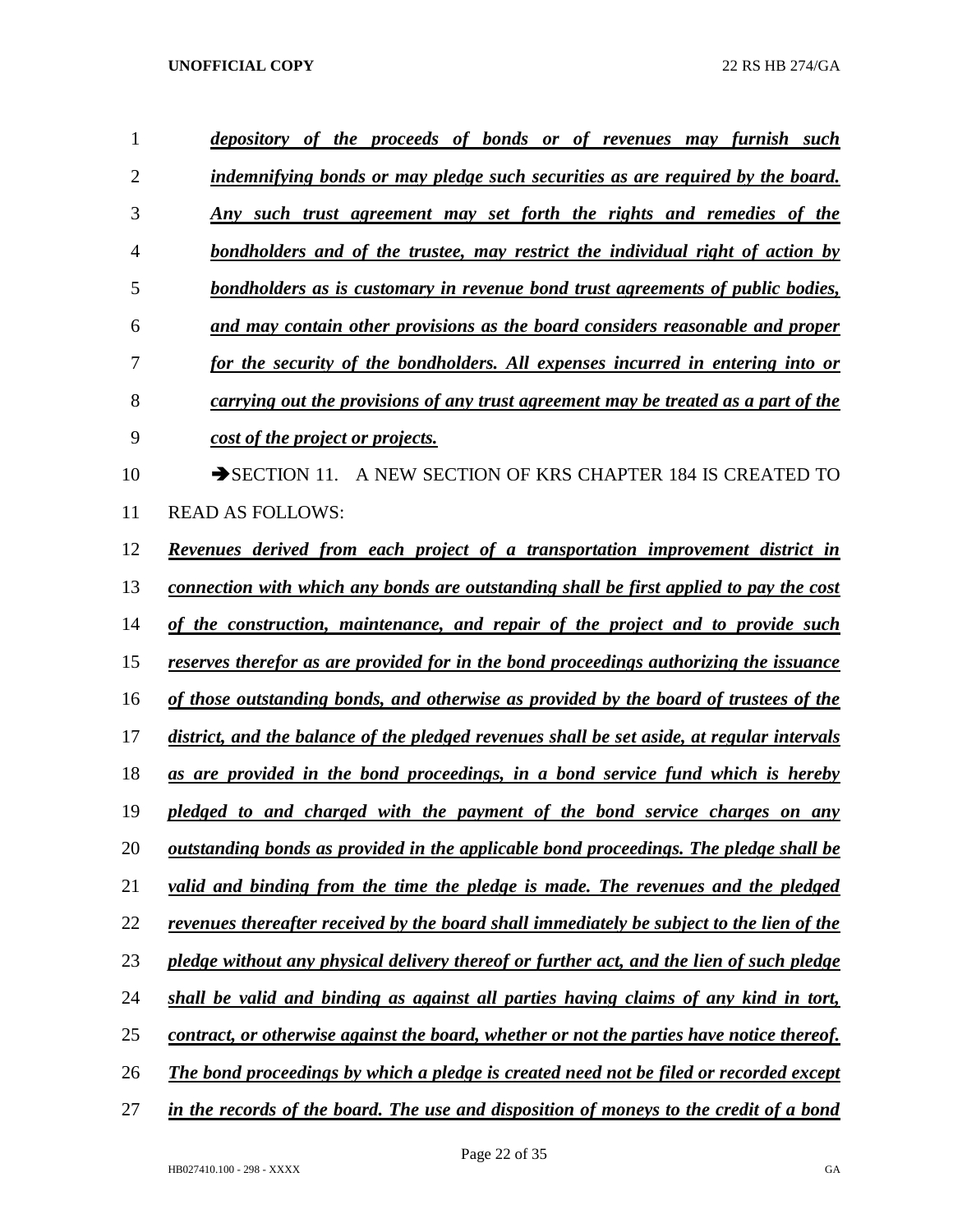***depository of the proceeds of bonds or of revenues may furnish such indemnifying bonds or may pledge such securities as are required by the board. Any such trust agreement may set forth the rights and remedies of the bondholders and of the trustee, may restrict the individual right of action by bondholders as is customary in revenue bond trust agreements of public bodies, and may contain other provisions as the board considers reasonable and proper for the security of the bondholders. All expenses incurred in entering into or carrying out the provisions of any trust agreement may be treated as a part of the cost of the project or projects.***

➔SECTION 11. A NEW SECTION OF KRS CHAPTER 184 IS CREATED TO READ AS FOLLOWS:

***Revenues derived from each project of a transportation improvement district in connection with which any bonds are outstanding shall be first applied to pay the cost of the construction, maintenance, and repair of the project and to provide such reserves therefor as are provided for in the bond proceedings authorizing the issuance of those outstanding bonds, and otherwise as provided by the board of trustees of the district, and the balance of the pledged revenues shall be set aside, at regular intervals as are provided in the bond proceedings, in a bond service fund which is hereby pledged to and charged with the payment of the bond service charges on any outstanding bonds as provided in the applicable bond proceedings. The pledge shall be valid and binding from the time the pledge is made. The revenues and the pledged revenues thereafter received by the board shall immediately be subject to the lien of the pledge without any physical delivery thereof or further act, and the lien of such pledge shall be valid and binding as against all parties having claims of any kind in tort, contract, or otherwise against the board, whether or not the parties have notice thereof. The bond proceedings by which a pledge is created need not be filed or recorded except in the records of the board. The use and disposition of moneys to the credit of a bond***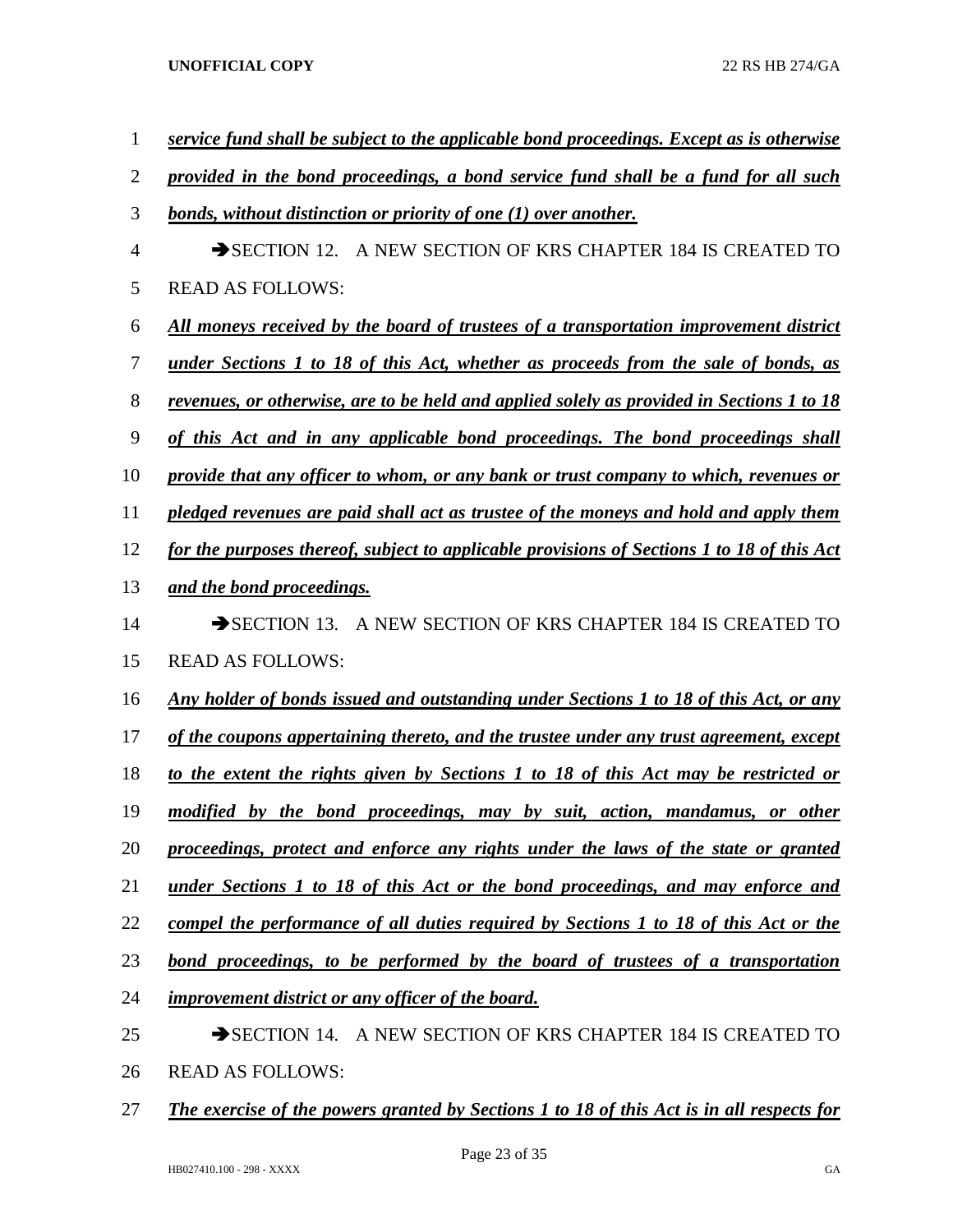***service fund shall be subject to the applicable bond proceedings. Except as is otherwise provided in the bond proceedings, a bond service fund shall be a fund for all such bonds, without distinction or priority of one (1) over another.***

➔SECTION 12. A NEW SECTION OF KRS CHAPTER 184 IS CREATED TO READ AS FOLLOWS:

***All moneys received by the board of trustees of a transportation improvement district under Sections 1 to 18 of this Act, whether as proceeds from the sale of bonds, as revenues, or otherwise, are to be held and applied solely as provided in Sections 1 to 18 of this Act and in any applicable bond proceedings. The bond proceedings shall provide that any officer to whom, or any bank or trust company to which, revenues or pledged revenues are paid shall act as trustee of the moneys and hold and apply them for the purposes thereof, subject to applicable provisions of Sections 1 to 18 of this Act and the bond proceedings.***

➔SECTION 13. A NEW SECTION OF KRS CHAPTER 184 IS CREATED TO READ AS FOLLOWS:

***Any holder of bonds issued and outstanding under Sections 1 to 18 of this Act, or any of the coupons appertaining thereto, and the trustee under any trust agreement, except to the extent the rights given by Sections 1 to 18 of this Act may be restricted or modified by the bond proceedings, may by suit, action, mandamus, or other proceedings, protect and enforce any rights under the laws of the state or granted under Sections 1 to 18 of this Act or the bond proceedings, and may enforce and compel the performance of all duties required by Sections 1 to 18 of this Act or the bond proceedings, to be performed by the board of trustees of a transportation improvement district or any officer of the board.***

➔SECTION 14. A NEW SECTION OF KRS CHAPTER 184 IS CREATED TO READ AS FOLLOWS:

***The exercise of the powers granted by Sections 1 to 18 of this Act is in all respects for***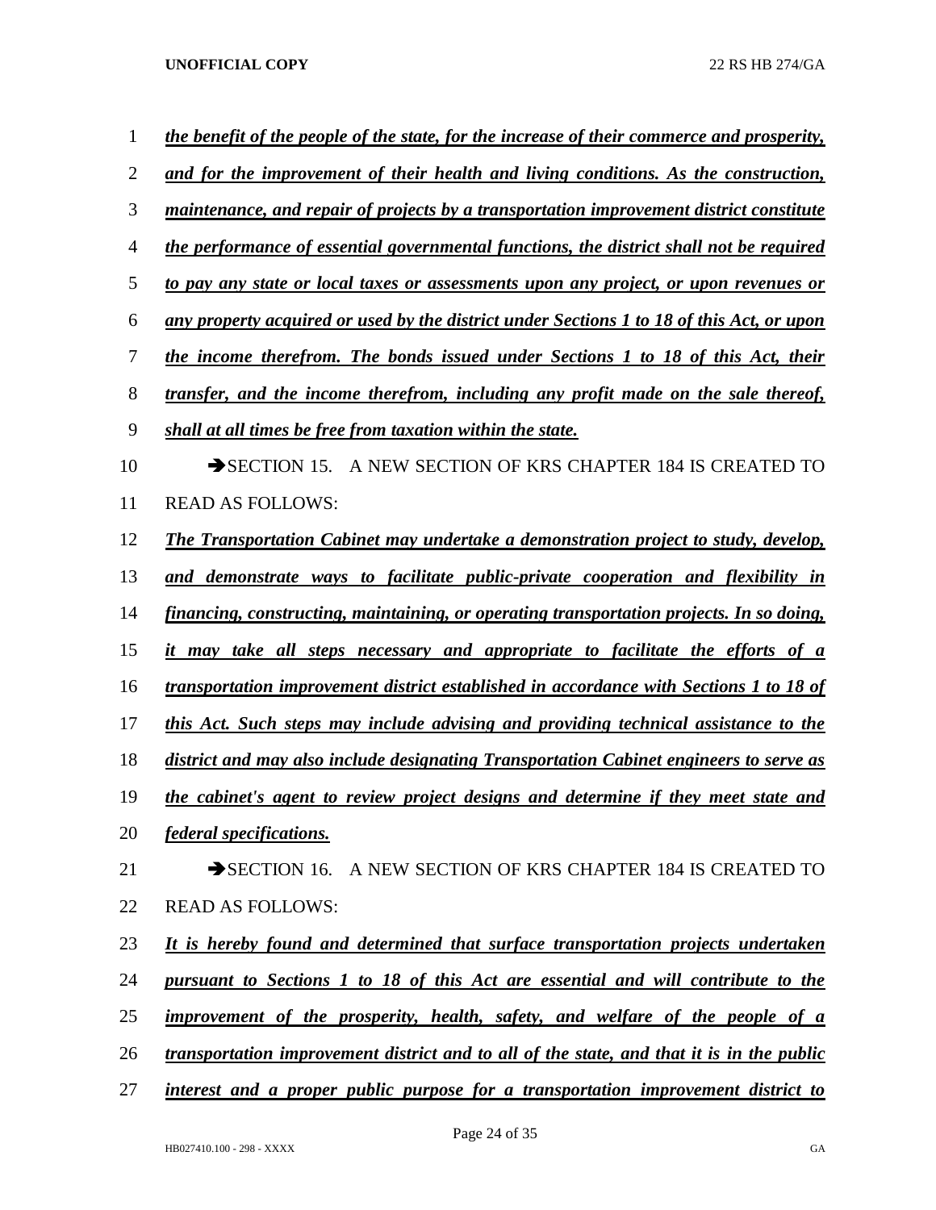*the benefit of the people of the state, for the increase of their commerce and prosperity, and for the improvement of their health and living conditions. As the construction, maintenance, and repair of projects by a transportation improvement district constitute the performance of essential governmental functions, the district shall not be required to pay any state or local taxes or assessments upon any project, or upon revenues or any property acquired or used by the district under Sections 1 to 18 of this Act, or upon the income therefrom. The bonds issued under Sections 1 to 18 of this Act, their transfer, and the income therefrom, including any profit made on the sale thereof, shall at all times be free from taxation within the state.*

➔SECTION 15. A NEW SECTION OF KRS CHAPTER 184 IS CREATED TO READ AS FOLLOWS:

*The Transportation Cabinet may undertake a demonstration project to study, develop, and demonstrate ways to facilitate public-private cooperation and flexibility in financing, constructing, maintaining, or operating transportation projects. In so doing, it may take all steps necessary and appropriate to facilitate the efforts of a transportation improvement district established in accordance with Sections 1 to 18 of this Act. Such steps may include advising and providing technical assistance to the district and may also include designating Transportation Cabinet engineers to serve as the cabinet's agent to review project designs and determine if they meet state and federal specifications.*

➔SECTION 16. A NEW SECTION OF KRS CHAPTER 184 IS CREATED TO READ AS FOLLOWS:

*It is hereby found and determined that surface transportation projects undertaken pursuant to Sections 1 to 18 of this Act are essential and will contribute to the improvement of the prosperity, health, safety, and welfare of the people of a transportation improvement district and to all of the state, and that it is in the public interest and a proper public purpose for a transportation improvement district to*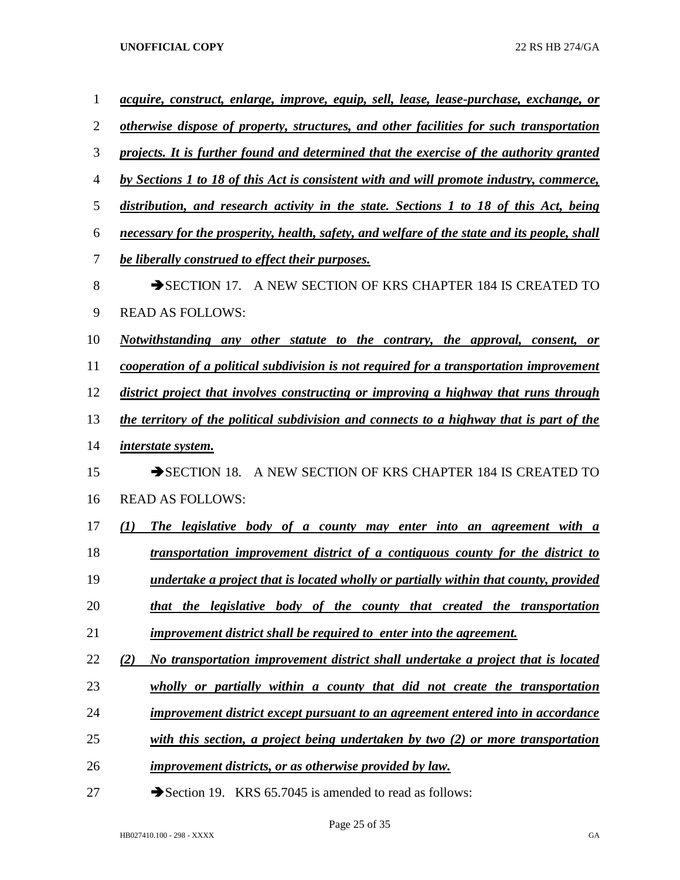***acquire, construct, enlarge, improve, equip, sell, lease, lease-purchase, exchange, or otherwise dispose of property, structures, and other facilities for such transportation projects. It is further found and determined that the exercise of the authority granted by Sections 1 to 18 of this Act is consistent with and will promote industry, commerce, distribution, and research activity in the state. Sections 1 to 18 of this Act, being necessary for the prosperity, health, safety, and welfare of the state and its people, shall be liberally construed to effect their purposes.***

➔SECTION 17. A NEW SECTION OF KRS CHAPTER 184 IS CREATED TO READ AS FOLLOWS:

***Notwithstanding any other statute to the contrary, the approval, consent, or cooperation of a political subdivision is not required for a transportation improvement district project that involves constructing or improving a highway that runs through the territory of the political subdivision and connects to a highway that is part of the interstate system.***

➔SECTION 18. A NEW SECTION OF KRS CHAPTER 184 IS CREATED TO READ AS FOLLOWS:

***(1) The legislative body of a county may enter into an agreement with a transportation improvement district of a contiguous county for the district to undertake a project that is located wholly or partially within that county, provided that the legislative body of the county that created the transportation improvement district shall be required to enter into the agreement.***

***(2) No transportation improvement district shall undertake a project that is located wholly or partially within a county that did not create the transportation improvement district except pursuant to an agreement entered into in accordance with this section, a project being undertaken by two (2) or more transportation improvement districts, or as otherwise provided by law.***

➔Section 19. KRS 65.7045 is amended to read as follows: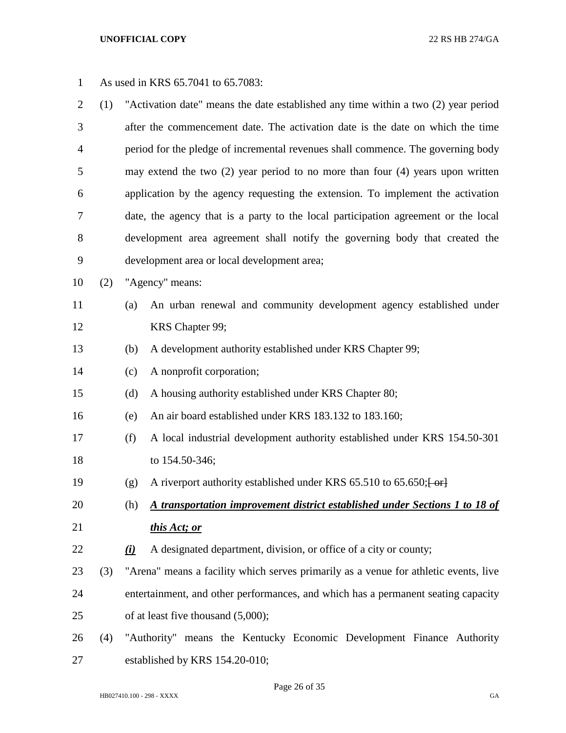As used in KRS 65.7041 to 65.7083:

(1) "Activation date" means the date established any time within a two (2) year period after the commencement date. The activation date is the date on which the time period for the pledge of incremental revenues shall commence. The governing body may extend the two (2) year period to no more than four (4) years upon written application by the agency requesting the extension. To implement the activation date, the agency that is a party to the local participation agreement or the local development area agreement shall notify the governing body that created the development area or local development area;

(2) "Agency" means:

(a) An urban renewal and community development agency established under KRS Chapter 99;

(b) A development authority established under KRS Chapter 99;

(c) A nonprofit corporation;

(d) A housing authority established under KRS Chapter 80;

(e) An air board established under KRS 183.132 to 183.160;

(f) A local industrial development authority established under KRS 154.50-301 to 154.50-346;

(g) A riverport authority established under KRS 65.510 to 65.650;~~[ or]~~

(h) ***A transportation improvement district established under Sections 1 to 18 of this Act; or***

***(i)*** A designated department, division, or office of a city or county;

(3) "Arena" means a facility which serves primarily as a venue for athletic events, live entertainment, and other performances, and which has a permanent seating capacity of at least five thousand (5,000);

(4) "Authority" means the Kentucky Economic Development Finance Authority established by KRS 154.20-010;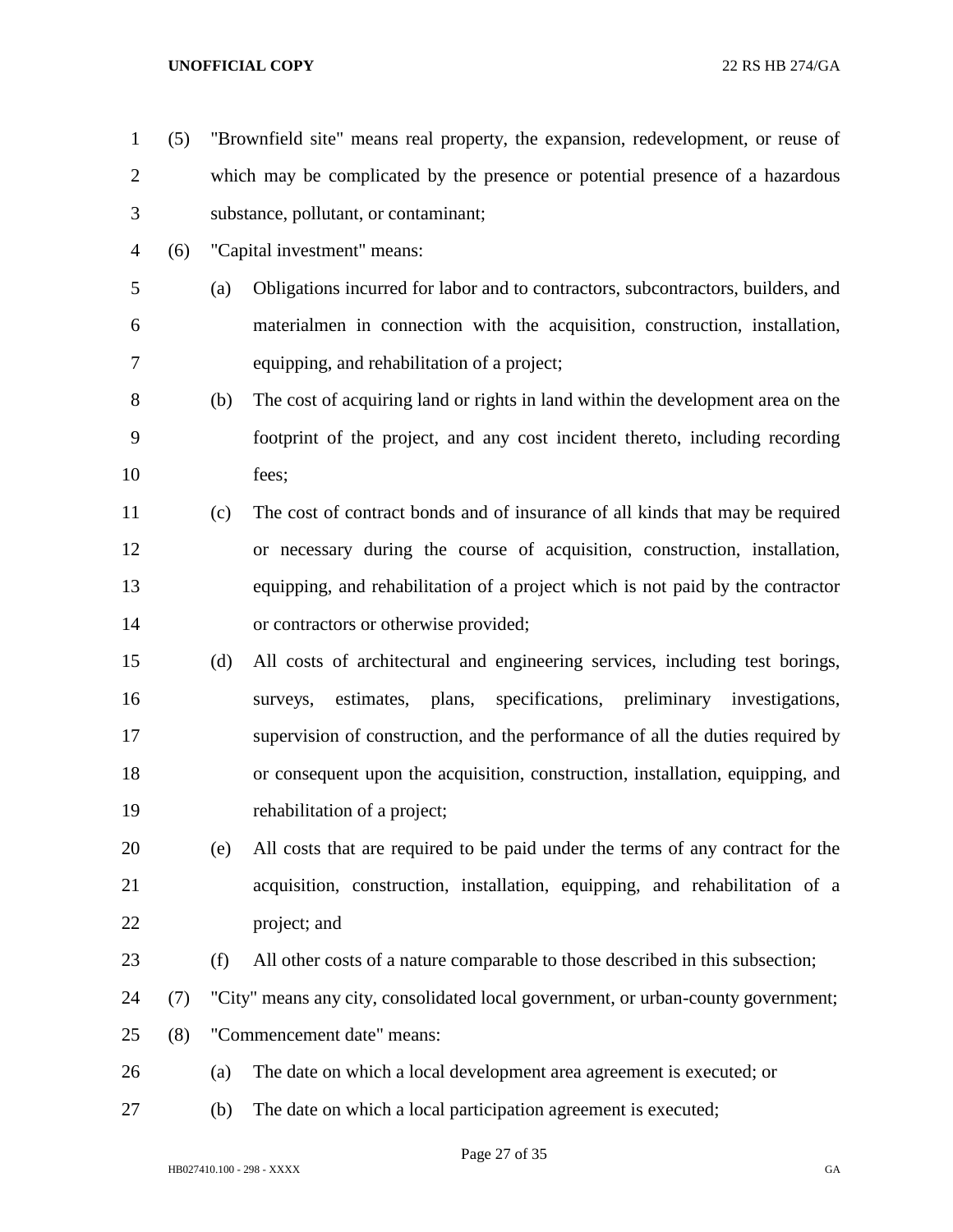(5) "Brownfield site" means real property, the expansion, redevelopment, or reuse of which may be complicated by the presence or potential presence of a hazardous substance, pollutant, or contaminant;

(6) "Capital investment" means:

(a) Obligations incurred for labor and to contractors, subcontractors, builders, and materialmen in connection with the acquisition, construction, installation, equipping, and rehabilitation of a project;

(b) The cost of acquiring land or rights in land within the development area on the footprint of the project, and any cost incident thereto, including recording fees;

(c) The cost of contract bonds and of insurance of all kinds that may be required or necessary during the course of acquisition, construction, installation, equipping, and rehabilitation of a project which is not paid by the contractor or contractors or otherwise provided;

(d) All costs of architectural and engineering services, including test borings, surveys, estimates, plans, specifications, preliminary investigations, supervision of construction, and the performance of all the duties required by or consequent upon the acquisition, construction, installation, equipping, and rehabilitation of a project;

(e) All costs that are required to be paid under the terms of any contract for the acquisition, construction, installation, equipping, and rehabilitation of a project; and

(f) All other costs of a nature comparable to those described in this subsection;

(7) "City" means any city, consolidated local government, or urban-county government;

(8) "Commencement date" means:

(a) The date on which a local development area agreement is executed; or

(b) The date on which a local participation agreement is executed;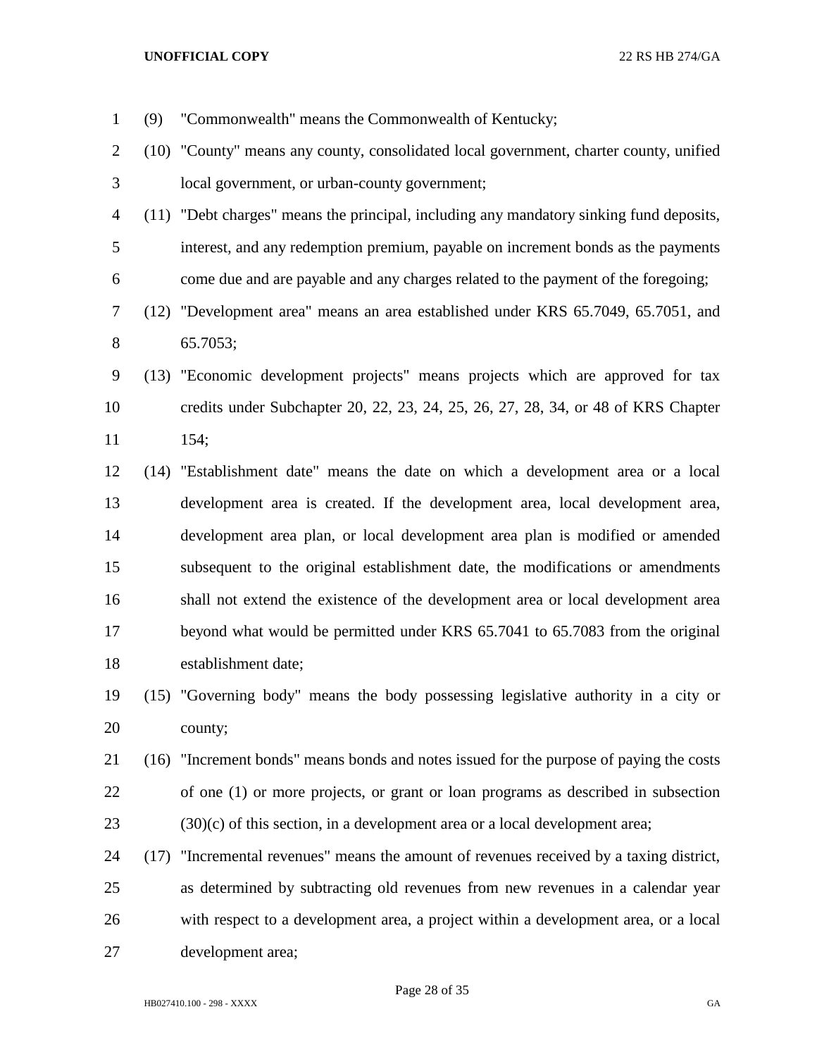(9) "Commonwealth" means the Commonwealth of Kentucky;

(10) "County" means any county, consolidated local government, charter county, unified local government, or urban-county government;

(11) "Debt charges" means the principal, including any mandatory sinking fund deposits, interest, and any redemption premium, payable on increment bonds as the payments come due and are payable and any charges related to the payment of the foregoing;

(12) "Development area" means an area established under KRS 65.7049, 65.7051, and 65.7053;

(13) "Economic development projects" means projects which are approved for tax credits under Subchapter 20, 22, 23, 24, 25, 26, 27, 28, 34, or 48 of KRS Chapter 154;

(14) "Establishment date" means the date on which a development area or a local development area is created. If the development area, local development area, development area plan, or local development area plan is modified or amended subsequent to the original establishment date, the modifications or amendments shall not extend the existence of the development area or local development area beyond what would be permitted under KRS 65.7041 to 65.7083 from the original establishment date;

(15) "Governing body" means the body possessing legislative authority in a city or county;

(16) "Increment bonds" means bonds and notes issued for the purpose of paying the costs of one (1) or more projects, or grant or loan programs as described in subsection (30)(c) of this section, in a development area or a local development area;

(17) "Incremental revenues" means the amount of revenues received by a taxing district, as determined by subtracting old revenues from new revenues in a calendar year with respect to a development area, a project within a development area, or a local development area;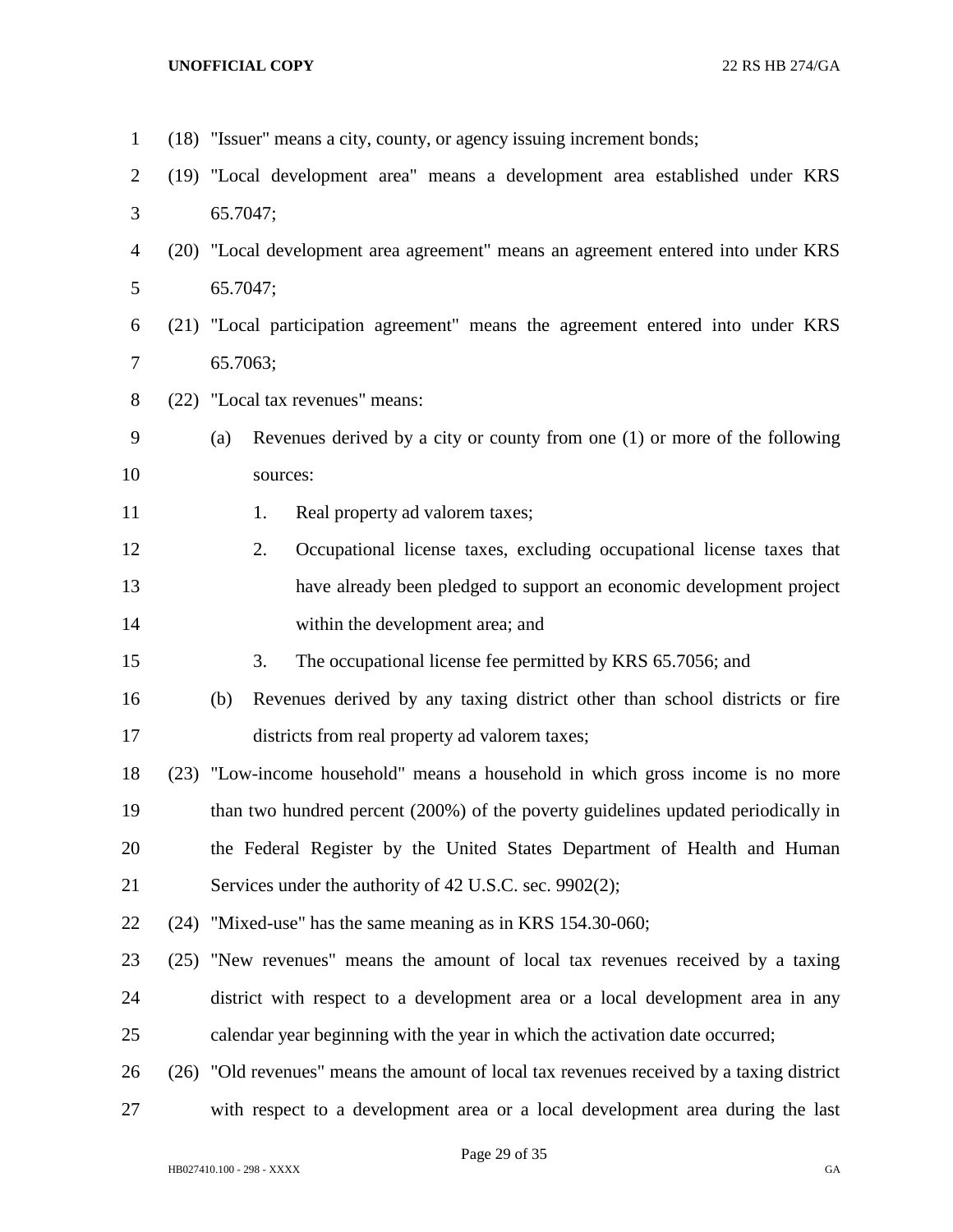(18) "Issuer" means a city, county, or agency issuing increment bonds;

(19) "Local development area" means a development area established under KRS 65.7047;

(20) "Local development area agreement" means an agreement entered into under KRS 65.7047;

(21) "Local participation agreement" means the agreement entered into under KRS 65.7063;

(22) "Local tax revenues" means:

(a) Revenues derived by a city or county from one (1) or more of the following sources:

1. Real property ad valorem taxes;

2. Occupational license taxes, excluding occupational license taxes that have already been pledged to support an economic development project within the development area; and

3. The occupational license fee permitted by KRS 65.7056; and

(b) Revenues derived by any taxing district other than school districts or fire districts from real property ad valorem taxes;

(23) "Low-income household" means a household in which gross income is no more than two hundred percent (200%) of the poverty guidelines updated periodically in the Federal Register by the United States Department of Health and Human Services under the authority of 42 U.S.C. sec. 9902(2);

(24) "Mixed-use" has the same meaning as in KRS 154.30-060;

(25) "New revenues" means the amount of local tax revenues received by a taxing district with respect to a development area or a local development area in any calendar year beginning with the year in which the activation date occurred;

(26) "Old revenues" means the amount of local tax revenues received by a taxing district with respect to a development area or a local development area during the last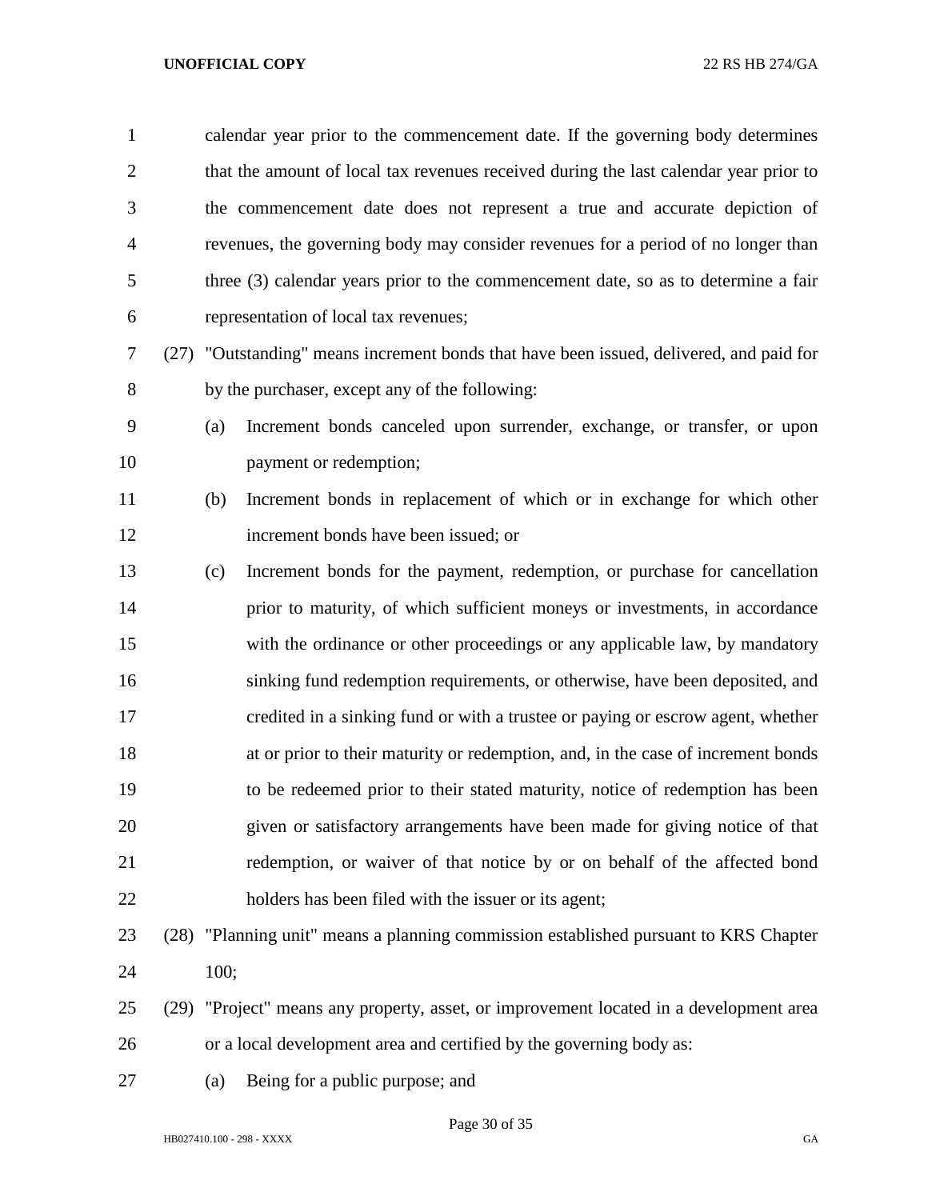calendar year prior to the commencement date. If the governing body determines that the amount of local tax revenues received during the last calendar year prior to the commencement date does not represent a true and accurate depiction of revenues, the governing body may consider revenues for a period of no longer than three (3) calendar years prior to the commencement date, so as to determine a fair representation of local tax revenues;

(27) "Outstanding" means increment bonds that have been issued, delivered, and paid for by the purchaser, except any of the following:

(a) Increment bonds canceled upon surrender, exchange, or transfer, or upon payment or redemption;

(b) Increment bonds in replacement of which or in exchange for which other increment bonds have been issued; or

(c) Increment bonds for the payment, redemption, or purchase for cancellation prior to maturity, of which sufficient moneys or investments, in accordance with the ordinance or other proceedings or any applicable law, by mandatory sinking fund redemption requirements, or otherwise, have been deposited, and credited in a sinking fund or with a trustee or paying or escrow agent, whether at or prior to their maturity or redemption, and, in the case of increment bonds to be redeemed prior to their stated maturity, notice of redemption has been given or satisfactory arrangements have been made for giving notice of that redemption, or waiver of that notice by or on behalf of the affected bond holders has been filed with the issuer or its agent;

(28) "Planning unit" means a planning commission established pursuant to KRS Chapter 100;

(29) "Project" means any property, asset, or improvement located in a development area or a local development area and certified by the governing body as:

(a) Being for a public purpose; and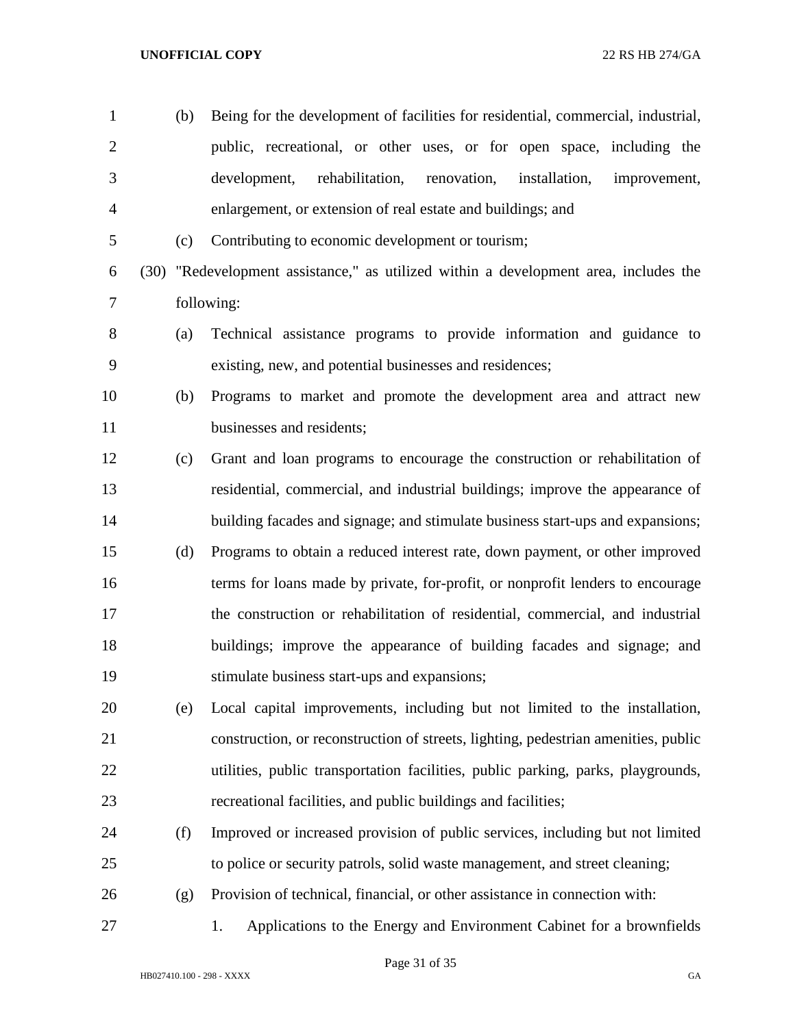(b) Being for the development of facilities for residential, commercial, industrial, public, recreational, or other uses, or for open space, including the development, rehabilitation, renovation, installation, improvement, enlargement, or extension of real estate and buildings; and

(c) Contributing to economic development or tourism;

(30) "Redevelopment assistance," as utilized within a development area, includes the following:

(a) Technical assistance programs to provide information and guidance to existing, new, and potential businesses and residences;

(b) Programs to market and promote the development area and attract new businesses and residents;

(c) Grant and loan programs to encourage the construction or rehabilitation of residential, commercial, and industrial buildings; improve the appearance of building facades and signage; and stimulate business start-ups and expansions;

(d) Programs to obtain a reduced interest rate, down payment, or other improved terms for loans made by private, for-profit, or nonprofit lenders to encourage the construction or rehabilitation of residential, commercial, and industrial buildings; improve the appearance of building facades and signage; and stimulate business start-ups and expansions;

(e) Local capital improvements, including but not limited to the installation, construction, or reconstruction of streets, lighting, pedestrian amenities, public utilities, public transportation facilities, public parking, parks, playgrounds, recreational facilities, and public buildings and facilities;

(f) Improved or increased provision of public services, including but not limited to police or security patrols, solid waste management, and street cleaning;

(g) Provision of technical, financial, or other assistance in connection with:

1. Applications to the Energy and Environment Cabinet for a brownfields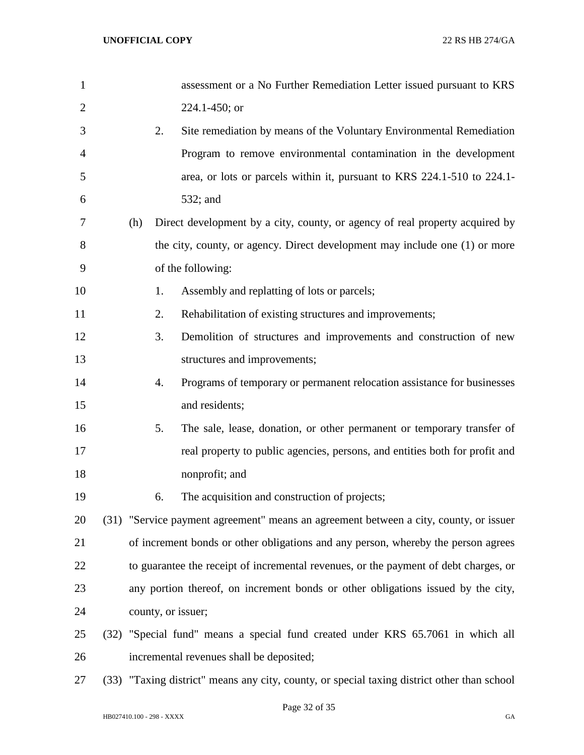assessment or a No Further Remediation Letter issued pursuant to KRS 224.1-450; or

2. Site remediation by means of the Voluntary Environmental Remediation Program to remove environmental contamination in the development area, or lots or parcels within it, pursuant to KRS 224.1-510 to 224.1-532; and

(h) Direct development by a city, county, or agency of real property acquired by the city, county, or agency. Direct development may include one (1) or more of the following:

1. Assembly and replatting of lots or parcels;
2. Rehabilitation of existing structures and improvements;
3. Demolition of structures and improvements and construction of new structures and improvements;
4. Programs of temporary or permanent relocation assistance for businesses and residents;
5. The sale, lease, donation, or other permanent or temporary transfer of real property to public agencies, persons, and entities both for profit and nonprofit; and
6. The acquisition and construction of projects;

(31) "Service payment agreement" means an agreement between a city, county, or issuer of increment bonds or other obligations and any person, whereby the person agrees to guarantee the receipt of incremental revenues, or the payment of debt charges, or any portion thereof, on increment bonds or other obligations issued by the city, county, or issuer;

(32) "Special fund" means a special fund created under KRS 65.7061 in which all incremental revenues shall be deposited;

(33) "Taxing district" means any city, county, or special taxing district other than school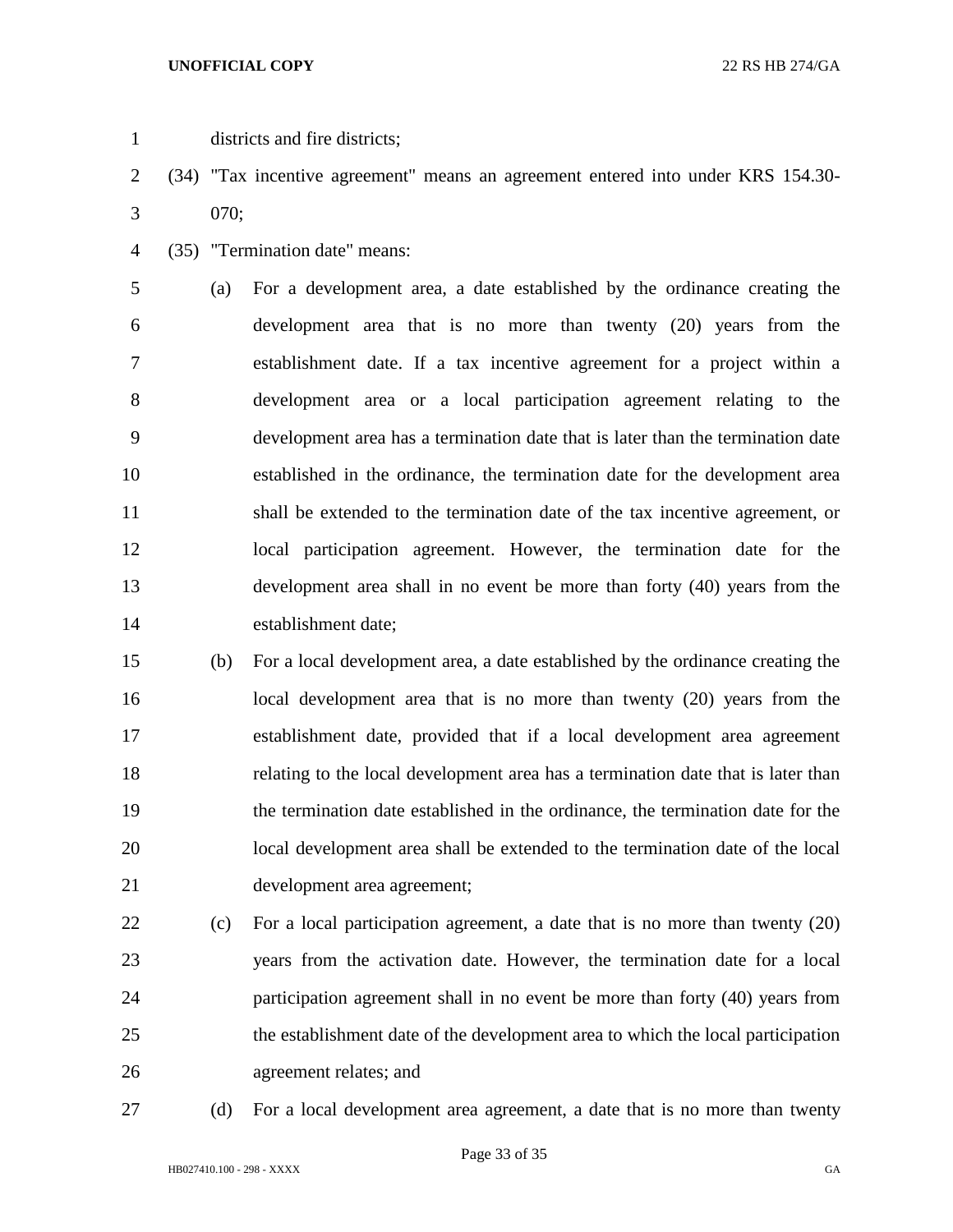districts and fire districts;

(34) "Tax incentive agreement" means an agreement entered into under KRS 154.30-070;

(35) "Termination date" means:

(a) For a development area, a date established by the ordinance creating the development area that is no more than twenty (20) years from the establishment date. If a tax incentive agreement for a project within a development area or a local participation agreement relating to the development area has a termination date that is later than the termination date established in the ordinance, the termination date for the development area shall be extended to the termination date of the tax incentive agreement, or local participation agreement. However, the termination date for the development area shall in no event be more than forty (40) years from the establishment date;

(b) For a local development area, a date established by the ordinance creating the local development area that is no more than twenty (20) years from the establishment date, provided that if a local development area agreement relating to the local development area has a termination date that is later than the termination date established in the ordinance, the termination date for the local development area shall be extended to the termination date of the local development area agreement;

(c) For a local participation agreement, a date that is no more than twenty (20) years from the activation date. However, the termination date for a local participation agreement shall in no event be more than forty (40) years from the establishment date of the development area to which the local participation agreement relates; and

(d) For a local development area agreement, a date that is no more than twenty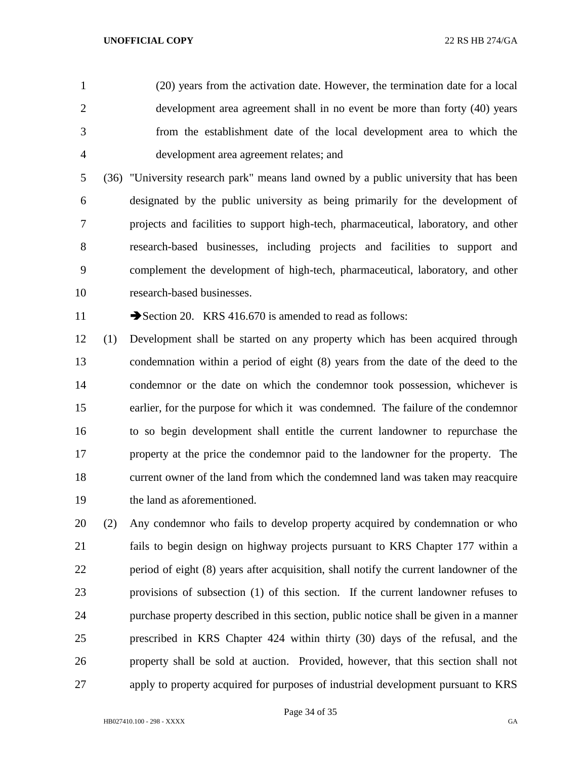(20) years from the activation date. However, the termination date for a local development area agreement shall in no event be more than forty (40) years from the establishment date of the local development area to which the development area agreement relates; and

(36) "University research park" means land owned by a public university that has been designated by the public university as being primarily for the development of projects and facilities to support high-tech, pharmaceutical, laboratory, and other research-based businesses, including projects and facilities to support and complement the development of high-tech, pharmaceutical, laboratory, and other research-based businesses.

➔Section 20. KRS 416.670 is amended to read as follows:

(1) Development shall be started on any property which has been acquired through condemnation within a period of eight (8) years from the date of the deed to the condemnor or the date on which the condemnor took possession, whichever is earlier, for the purpose for which it was condemned. The failure of the condemnor to so begin development shall entitle the current landowner to repurchase the property at the price the condemnor paid to the landowner for the property. The current owner of the land from which the condemned land was taken may reacquire the land as aforementioned.

(2) Any condemnor who fails to develop property acquired by condemnation or who fails to begin design on highway projects pursuant to KRS Chapter 177 within a period of eight (8) years after acquisition, shall notify the current landowner of the provisions of subsection (1) of this section. If the current landowner refuses to purchase property described in this section, public notice shall be given in a manner prescribed in KRS Chapter 424 within thirty (30) days of the refusal, and the property shall be sold at auction. Provided, however, that this section shall not apply to property acquired for purposes of industrial development pursuant to KRS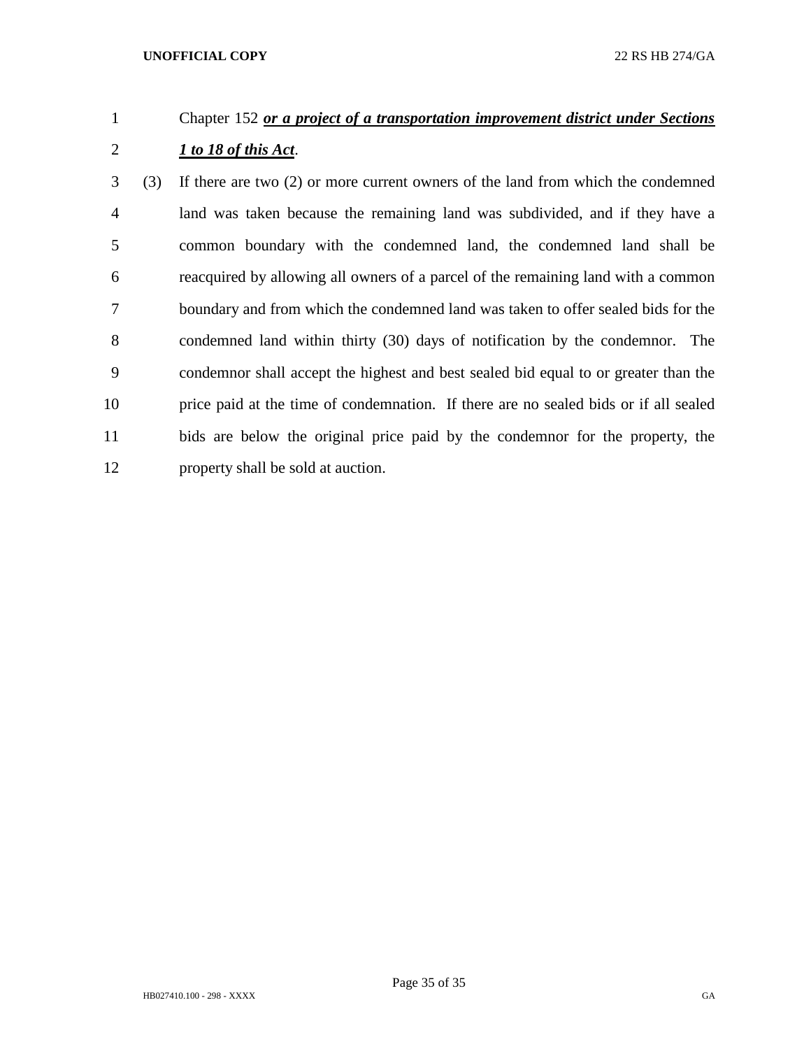Chapter 152 ***or a project of a transportation improvement district under Sections 1 to 18 of this Act***.

(3) If there are two (2) or more current owners of the land from which the condemned land was taken because the remaining land was subdivided, and if they have a common boundary with the condemned land, the condemned land shall be reacquired by allowing all owners of a parcel of the remaining land with a common boundary and from which the condemned land was taken to offer sealed bids for the condemned land within thirty (30) days of notification by the condemnor. The condemnor shall accept the highest and best sealed bid equal to or greater than the price paid at the time of condemnation. If there are no sealed bids or if all sealed bids are below the original price paid by the condemnor for the property, the property shall be sold at auction.